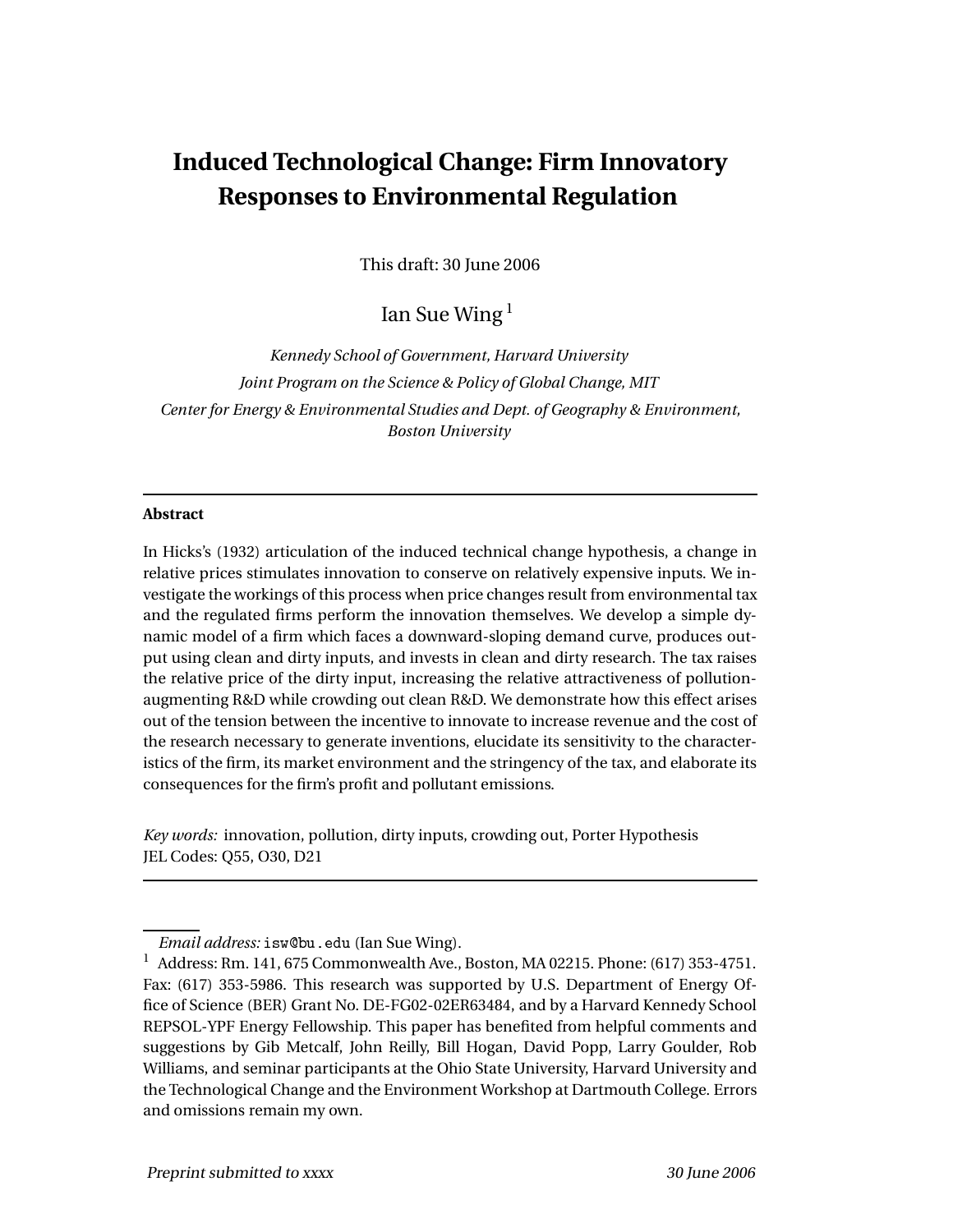# Induced Technological Change: Firm Innovatory Responses to Environmental Regulation

This draft: 30 June 2006

Ian Sue Wing [1]

*Kennedy School of Government, Harvard University*

*Joint Program on the Science & Policy of Global Change, MIT*

*Center for Energy & Environmental Studies and Dept. of Geography & Environment, Boston University*

---

**Abstract**

In Hicks's (1932) articulation of the induced technical change hypothesis, a change in relative prices stimulates innovation to conserve on relatively expensive inputs. We investigate the workings of this process when price changes result from environmental tax and the regulated firms perform the innovation themselves. We develop a simple dynamic model of a firm which faces a downward-sloping demand curve, produces output using clean and dirty inputs, and invests in clean and dirty research. The tax raises the relative price of the dirty input, increasing the relative attractiveness of pollution-augmenting R&D while crowding out clean R&D. We demonstrate how this effect arises out of the tension between the incentive to innovate to increase revenue and the cost of the research necessary to generate inventions, elucidate its sensitivity to the characteristics of the firm, its market environment and the stringency of the tax, and elaborate its consequences for the firm's profit and pollutant emissions.

*Key words:* innovation, pollution, dirty inputs, crowding out, Porter Hypothesis
JEL Codes: Q55, O30, D21

---

*Email address:* `isw@bu.edu` (Ian Sue Wing).

[1] Address: Rm. 141, 675 Commonwealth Ave., Boston, MA 02215. Phone: (617) 353-4751. Fax: (617) 353-5986. This research was supported by U.S. Department of Energy Office of Science (BER) Grant No. DE-FG02-02ER63484, and by a Harvard Kennedy School REPSOL-YPF Energy Fellowship. This paper has benefited from helpful comments and suggestions by Gib Metcalf, John Reilly, Bill Hogan, David Popp, Larry Goulder, Rob Williams, and seminar participants at the Ohio State University, Harvard University and the Technological Change and the Environment Workshop at Dartmouth College. Errors and omissions remain my own.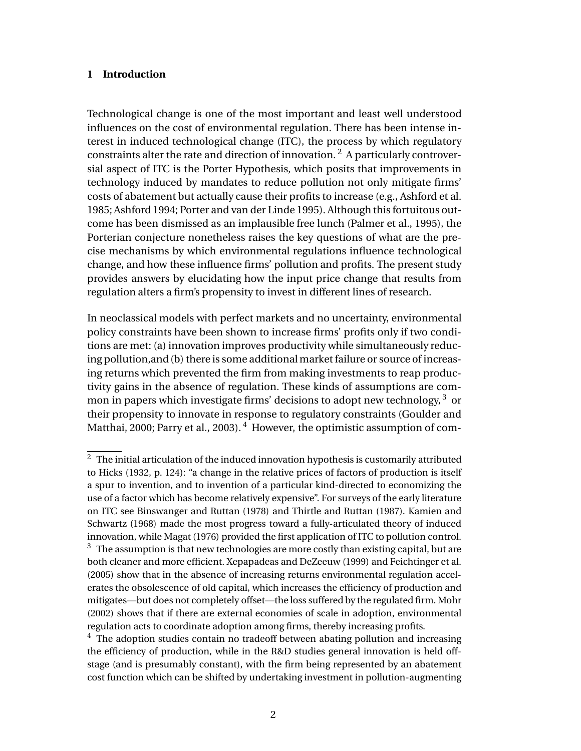## 1 Introduction

Technological change is one of the most important and least well understood influences on the cost of environmental regulation. There has been intense interest in induced technological change (ITC), the process by which regulatory constraints alter the rate and direction of innovation.[2] A particularly controversial aspect of ITC is the Porter Hypothesis, which posits that improvements in technology induced by mandates to reduce pollution not only mitigate firms' costs of abatement but actually cause their profits to increase (e.g., Ashford et al. 1985; Ashford 1994; Porter and van der Linde 1995). Although this fortuitous outcome has been dismissed as an implausible free lunch (Palmer et al., 1995), the Porterian conjecture nonetheless raises the key questions of what are the precise mechanisms by which environmental regulations influence technological change, and how these influence firms' pollution and profits. The present study provides answers by elucidating how the input price change that results from regulation alters a firm's propensity to invest in different lines of research.

In neoclassical models with perfect markets and no uncertainty, environmental policy constraints have been shown to increase firms' profits only if two conditions are met: (a) innovation improves productivity while simultaneously reducing pollution,and (b) there is some additional market failure or source of increasing returns which prevented the firm from making investments to reap productivity gains in the absence of regulation. These kinds of assumptions are common in papers which investigate firms' decisions to adopt new technology,[3] or their propensity to innovate in response to regulatory constraints (Goulder and Matthai, 2000; Parry et al., 2003).[4] However, the optimistic assumption of com-

[2] The initial articulation of the induced innovation hypothesis is customarily attributed to Hicks (1932, p. 124): "a change in the relative prices of factors of production is itself a spur to invention, and to invention of a particular kind-directed to economizing the use of a factor which has become relatively expensive". For surveys of the early literature on ITC see Binswanger and Ruttan (1978) and Thirtle and Ruttan (1987). Kamien and Schwartz (1968) made the most progress toward a fully-articulated theory of induced innovation, while Magat (1976) provided the first application of ITC to pollution control.

[3] The assumption is that new technologies are more costly than existing capital, but are both cleaner and more efficient. Xepapadeas and DeZeeuw (1999) and Feichtinger et al. (2005) show that in the absence of increasing returns environmental regulation accelerates the obsolescence of old capital, which increases the efficiency of production and mitigates—but does not completely offset—the loss suffered by the regulated firm. Mohr (2002) shows that if there are external economies of scale in adoption, environmental regulation acts to coordinate adoption among firms, thereby increasing profits.

[4] The adoption studies contain no tradeoff between abating pollution and increasing the efficiency of production, while in the R&D studies general innovation is held offstage (and is presumably constant), with the firm being represented by an abatement cost function which can be shifted by undertaking investment in pollution-augmenting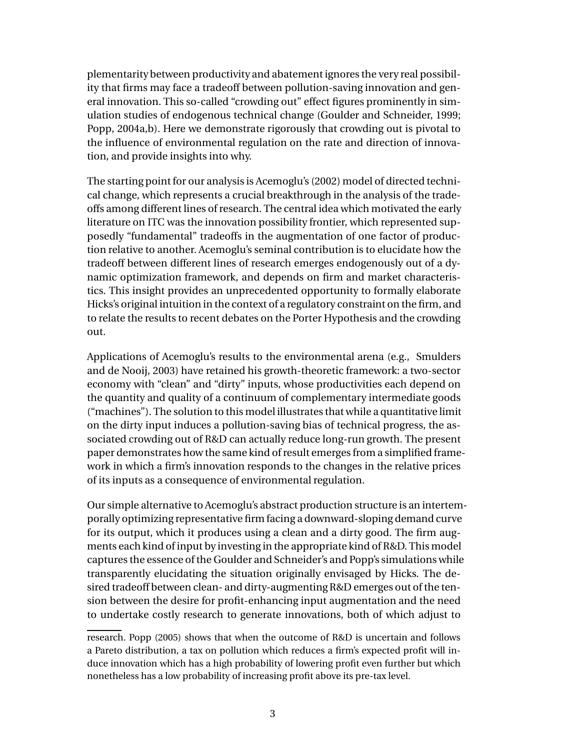plementarity between productivity and abatement ignores the very real possibility that firms may face a tradeoff between pollution-saving innovation and general innovation. This so-called "crowding out" effect figures prominently in simulation studies of endogenous technical change (Goulder and Schneider, 1999; Popp, 2004a,b). Here we demonstrate rigorously that crowding out is pivotal to the influence of environmental regulation on the rate and direction of innovation, and provide insights into why.

The starting point for our analysis is Acemoglu's (2002) model of directed technical change, which represents a crucial breakthrough in the analysis of the tradeoffs among different lines of research. The central idea which motivated the early literature on ITC was the innovation possibility frontier, which represented supposedly "fundamental" tradeoffs in the augmentation of one factor of production relative to another. Acemoglu's seminal contribution is to elucidate how the tradeoff between different lines of research emerges endogenously out of a dynamic optimization framework, and depends on firm and market characteristics. This insight provides an unprecedented opportunity to formally elaborate Hicks's original intuition in the context of a regulatory constraint on the firm, and to relate the results to recent debates on the Porter Hypothesis and the crowding out.

Applications of Acemoglu's results to the environmental arena (e.g., Smulders and de Nooij, 2003) have retained his growth-theoretic framework: a two-sector economy with "clean" and "dirty" inputs, whose productivities each depend on the quantity and quality of a continuum of complementary intermediate goods ("machines"). The solution to this model illustrates that while a quantitative limit on the dirty input induces a pollution-saving bias of technical progress, the associated crowding out of R&D can actually reduce long-run growth. The present paper demonstrates how the same kind of result emerges from a simplified framework in which a firm's innovation responds to the changes in the relative prices of its inputs as a consequence of environmental regulation.

Our simple alternative to Acemoglu's abstract production structure is an intertemporally optimizing representative firm facing a downward-sloping demand curve for its output, which it produces using a clean and a dirty good. The firm augments each kind of input by investing in the appropriate kind of R&D. This model captures the essence of the Goulder and Schneider's and Popp's simulations while transparently elucidating the situation originally envisaged by Hicks. The desired tradeoff between clean- and dirty-augmenting R&D emerges out of the tension between the desire for profit-enhancing input augmentation and the need to undertake costly research to generate innovations, both of which adjust to

research. Popp (2005) shows that when the outcome of R&D is uncertain and follows a Pareto distribution, a tax on pollution which reduces a firm's expected profit will induce innovation which has a high probability of lowering profit even further but which nonetheless has a low probability of increasing profit above its pre-tax level.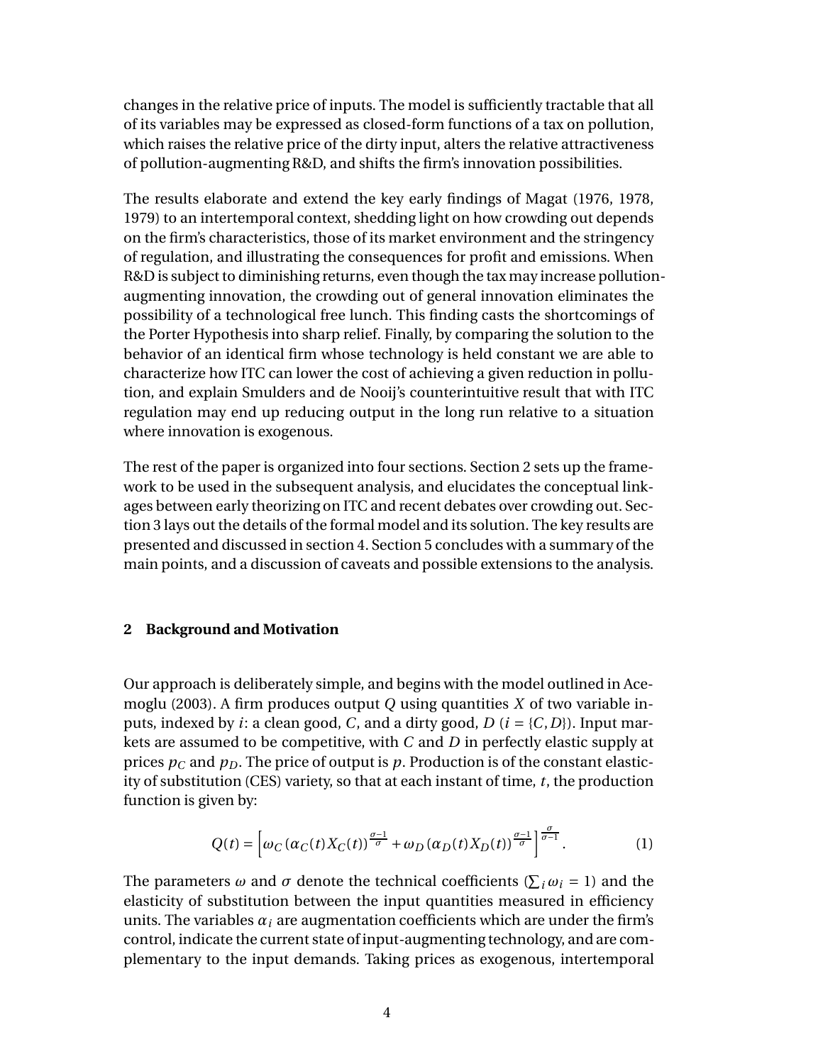changes in the relative price of inputs. The model is sufficiently tractable that all of its variables may be expressed as closed-form functions of a tax on pollution, which raises the relative price of the dirty input, alters the relative attractiveness of pollution-augmenting R&D, and shifts the firm's innovation possibilities.

The results elaborate and extend the key early findings of Magat (1976, 1978, 1979) to an intertemporal context, shedding light on how crowding out depends on the firm's characteristics, those of its market environment and the stringency of regulation, and illustrating the consequences for profit and emissions. When R&D is subject to diminishing returns, even though the tax may increase pollution-augmenting innovation, the crowding out of general innovation eliminates the possibility of a technological free lunch. This finding casts the shortcomings of the Porter Hypothesis into sharp relief. Finally, by comparing the solution to the behavior of an identical firm whose technology is held constant we are able to characterize how ITC can lower the cost of achieving a given reduction in pollution, and explain Smulders and de Nooij's counterintuitive result that with ITC regulation may end up reducing output in the long run relative to a situation where innovation is exogenous.

The rest of the paper is organized into four sections. Section 2 sets up the framework to be used in the subsequent analysis, and elucidates the conceptual linkages between early theorizing on ITC and recent debates over crowding out. Section 3 lays out the details of the formal model and its solution. The key results are presented and discussed in section 4. Section 5 concludes with a summary of the main points, and a discussion of caveats and possible extensions to the analysis.

## 2 Background and Motivation

Our approach is deliberately simple, and begins with the model outlined in Acemoglu (2003). A firm produces output $Q$ using quantities $X$ of two variable inputs, indexed by $i$: a clean good, $C$, and a dirty good, $D$ ($i = \{C, D\}$). Input markets are assumed to be competitive, with $C$ and $D$ in perfectly elastic supply at prices $p_C$ and $p_D$. The price of output is $p$. Production is of the constant elasticity of substitution (CES) variety, so that at each instant of time, $t$, the production function is given by:

$$Q(t) = \left[\omega_C \left(\alpha_C(t) X_C(t)\right)^{\frac{\sigma-1}{\sigma}} + \omega_D \left(\alpha_D(t) X_D(t)\right)^{\frac{\sigma-1}{\sigma}}\right]^{\frac{\sigma}{\sigma-1}}. \tag{1}$$

The parameters $\omega$ and $\sigma$ denote the technical coefficients ($\sum_i \omega_i = 1$) and the elasticity of substitution between the input quantities measured in efficiency units. The variables $\alpha_i$ are augmentation coefficients which are under the firm's control, indicate the current state of input-augmenting technology, and are complementary to the input demands. Taking prices as exogenous, intertemporal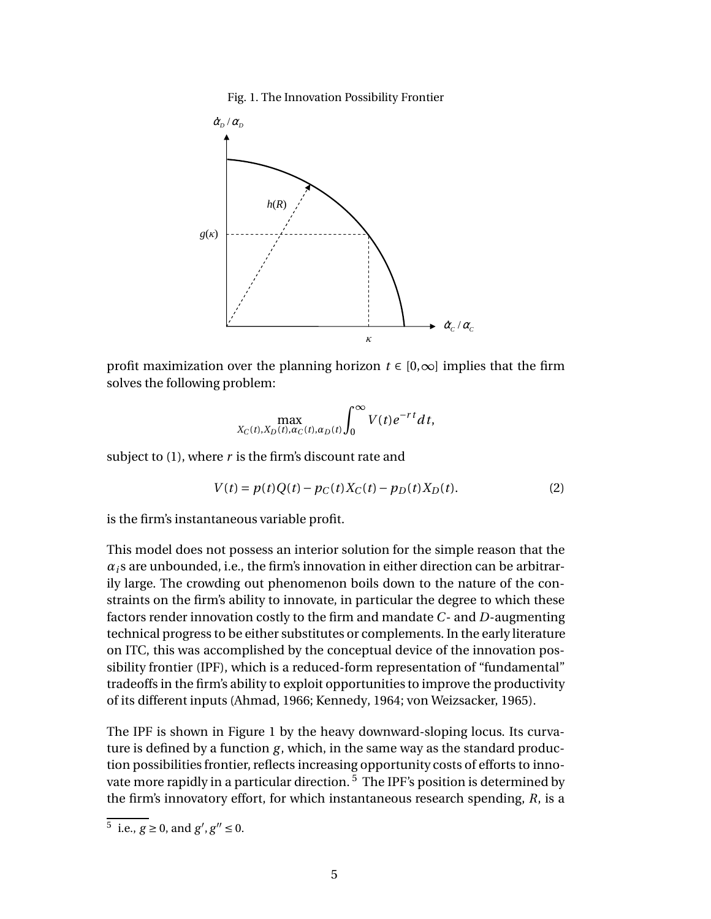Fig. 1. The Innovation Possibility Frontier

profit maximization over the planning horizon $t \in [0,\infty]$ implies that the firm solves the following problem:

$$\max_{X_C(t),X_D(t),\alpha_C(t),\alpha_D(t)} \int_0^{\infty} V(t)e^{-rt}dt,$$

subject to (1), where $r$ is the firm's discount rate and

$$V(t) = p(t)Q(t) - p_C(t)X_C(t) - p_D(t)X_D(t). \tag{2}$$

is the firm's instantaneous variable profit.

This model does not possess an interior solution for the simple reason that the $\alpha_i$s are unbounded, i.e., the firm's innovation in either direction can be arbitrarily large. The crowding out phenomenon boils down to the nature of the constraints on the firm's ability to innovate, in particular the degree to which these factors render innovation costly to the firm and mandate $C$- and $D$-augmenting technical progress to be either substitutes or complements. In the early literature on ITC, this was accomplished by the conceptual device of the innovation possibility frontier (IPF), which is a reduced-form representation of "fundamental" tradeoffs in the firm's ability to exploit opportunities to improve the productivity of its different inputs (Ahmad, 1966; Kennedy, 1964; von Weizsacker, 1965).

The IPF is shown in Figure 1 by the heavy downward-sloping locus. Its curvature is defined by a function $g$, which, in the same way as the standard production possibilities frontier, reflects increasing opportunity costs of efforts to innovate more rapidly in a particular direction.[5] The IPF's position is determined by the firm's innovatory effort, for which instantaneous research spending, $R$, is a

[5] i.e., $g \geq 0$, and $g', g'' \leq 0$.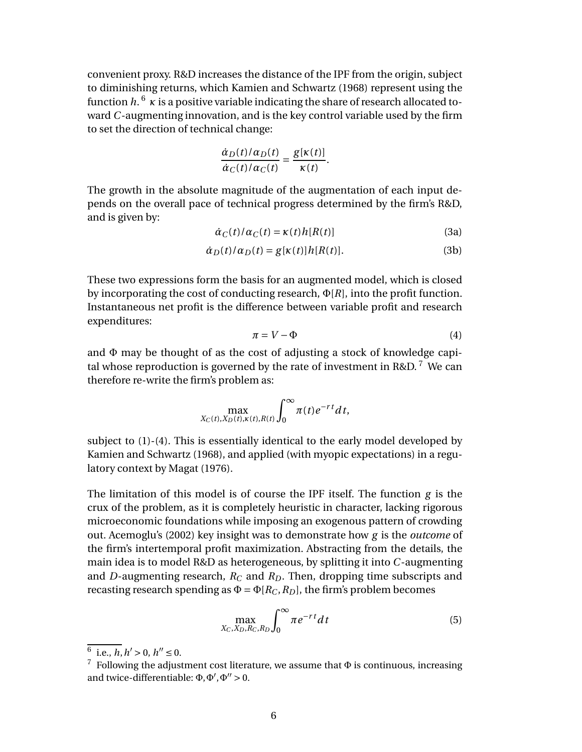convenient proxy. R&D increases the distance of the IPF from the origin, subject to diminishing returns, which Kamien and Schwartz (1968) represent using the function $h$.[6] $\kappa$ is a positive variable indicating the share of research allocated toward $C$-augmenting innovation, and is the key control variable used by the firm to set the direction of technical change:

$$\frac{\dot{\alpha}_D(t)/\alpha_D(t)}{\dot{\alpha}_C(t)/\alpha_C(t)} = \frac{g[\kappa(t)]}{\kappa(t)}.$$

The growth in the absolute magnitude of the augmentation of each input depends on the overall pace of technical progress determined by the firm's R&D, and is given by:

$$\dot{\alpha}_C(t)/\alpha_C(t) = \kappa(t)h[R(t)] \tag{3a}$$

$$\dot{\alpha}_D(t)/\alpha_D(t) = g[\kappa(t)]h[R(t)]. \tag{3b}$$

These two expressions form the basis for an augmented model, which is closed by incorporating the cost of conducting research, $\Phi[R]$, into the profit function. Instantaneous net profit is the difference between variable profit and research expenditures:

$$\pi = V - \Phi \tag{4}$$

and $\Phi$ may be thought of as the cost of adjusting a stock of knowledge capital whose reproduction is governed by the rate of investment in R&D.[7] We can therefore re-write the firm's problem as:

$$\max_{X_C(t), X_D(t), \kappa(t), R(t)} \int_0^\infty \pi(t) e^{-rt} dt,$$

subject to (1)-(4). This is essentially identical to the early model developed by Kamien and Schwartz (1968), and applied (with myopic expectations) in a regulatory context by Magat (1976).

The limitation of this model is of course the IPF itself. The function $g$ is the crux of the problem, as it is completely heuristic in character, lacking rigorous microeconomic foundations while imposing an exogenous pattern of crowding out. Acemoglu's (2002) key insight was to demonstrate how $g$ is the *outcome* of the firm's intertemporal profit maximization. Abstracting from the details, the main idea is to model R&D as heterogeneous, by splitting it into $C$-augmenting and $D$-augmenting research, $R_C$ and $R_D$. Then, dropping time subscripts and recasting research spending as $\Phi = \Phi[R_C, R_D]$, the firm's problem becomes

$$\max_{X_C, X_D, R_C, R_D} \int_0^\infty \pi e^{-rt} dt \tag{5}$$

---

[6] i.e., $h, h' > 0$, $h'' \leq 0$.

[7] Following the adjustment cost literature, we assume that $\Phi$ is continuous, increasing and twice-differentiable: $\Phi, \Phi', \Phi'' > 0$.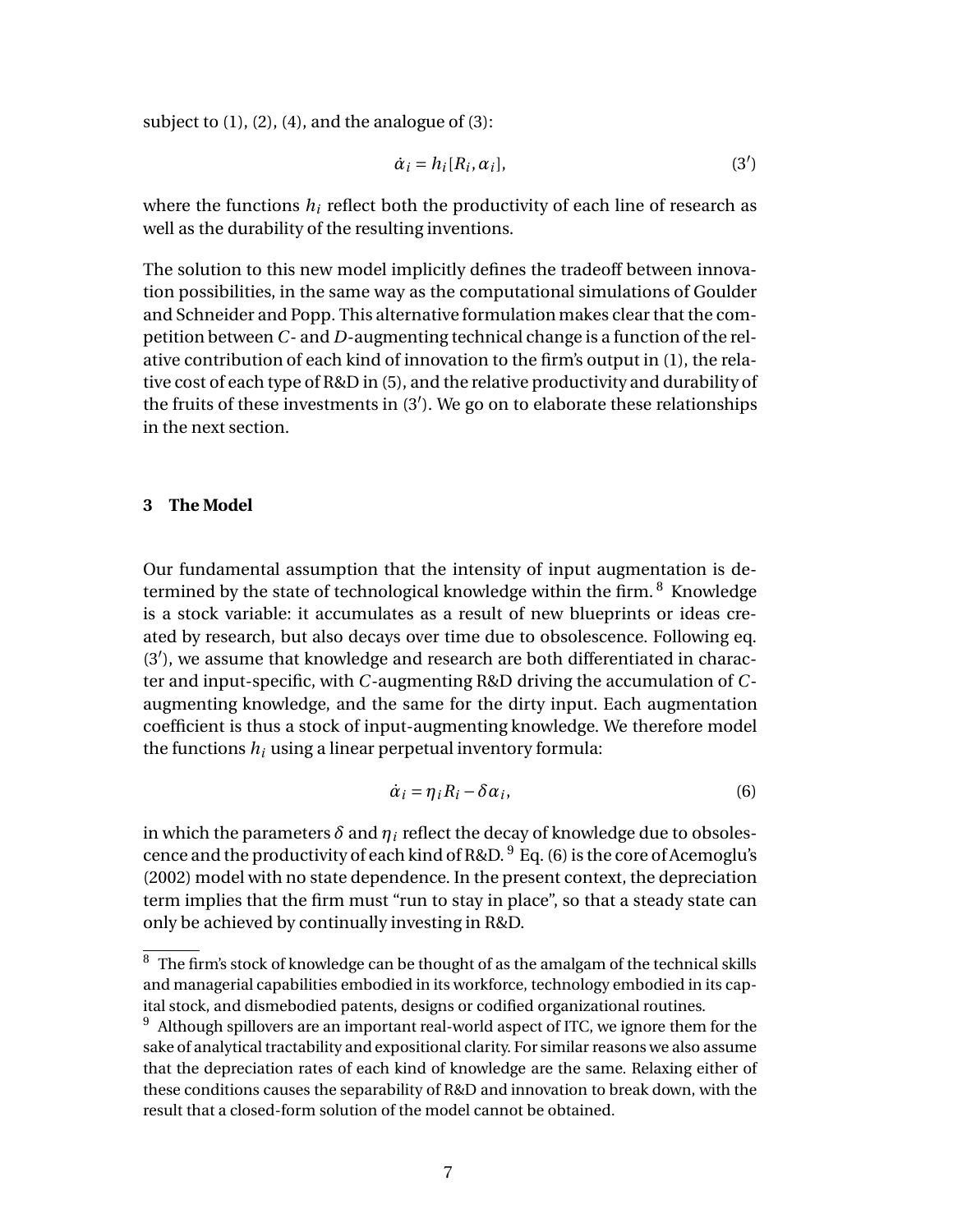subject to (1), (2), (4), and the analogue of (3):

$$\dot{\alpha}_i = h_i[R_i, \alpha_i], \tag{3'}$$

where the functions $h_i$ reflect both the productivity of each line of research as well as the durability of the resulting inventions.

The solution to this new model implicitly defines the tradeoff between innovation possibilities, in the same way as the computational simulations of Goulder and Schneider and Popp. This alternative formulation makes clear that the competition between $C$- and $D$-augmenting technical change is a function of the relative contribution of each kind of innovation to the firm's output in (1), the relative cost of each type of R&D in (5), and the relative productivity and durability of the fruits of these investments in (3′). We go on to elaborate these relationships in the next section.

## 3 The Model

Our fundamental assumption that the intensity of input augmentation is determined by the state of technological knowledge within the firm.[8] Knowledge is a stock variable: it accumulates as a result of new blueprints or ideas created by research, but also decays over time due to obsolescence. Following eq. (3′), we assume that knowledge and research are both differentiated in character and input-specific, with $C$-augmenting R&D driving the accumulation of $C$-augmenting knowledge, and the same for the dirty input. Each augmentation coefficient is thus a stock of input-augmenting knowledge. We therefore model the functions $h_i$ using a linear perpetual inventory formula:

$$\dot{\alpha}_i = \eta_i R_i - \delta \alpha_i, \tag{6}$$

in which the parameters $\delta$ and $\eta_i$ reflect the decay of knowledge due to obsolescence and the productivity of each kind of R&D.[9] Eq. (6) is the core of Acemoglu's (2002) model with no state dependence. In the present context, the depreciation term implies that the firm must "run to stay in place", so that a steady state can only be achieved by continually investing in R&D.

---

[8] The firm's stock of knowledge can be thought of as the amalgam of the technical skills and managerial capabilities embodied in its workforce, technology embodied in its capital stock, and dismebodied patents, designs or codified organizational routines.

[9] Although spillovers are an important real-world aspect of ITC, we ignore them for the sake of analytical tractability and expositional clarity. For similar reasons we also assume that the depreciation rates of each kind of knowledge are the same. Relaxing either of these conditions causes the separability of R&D and innovation to break down, with the result that a closed-form solution of the model cannot be obtained.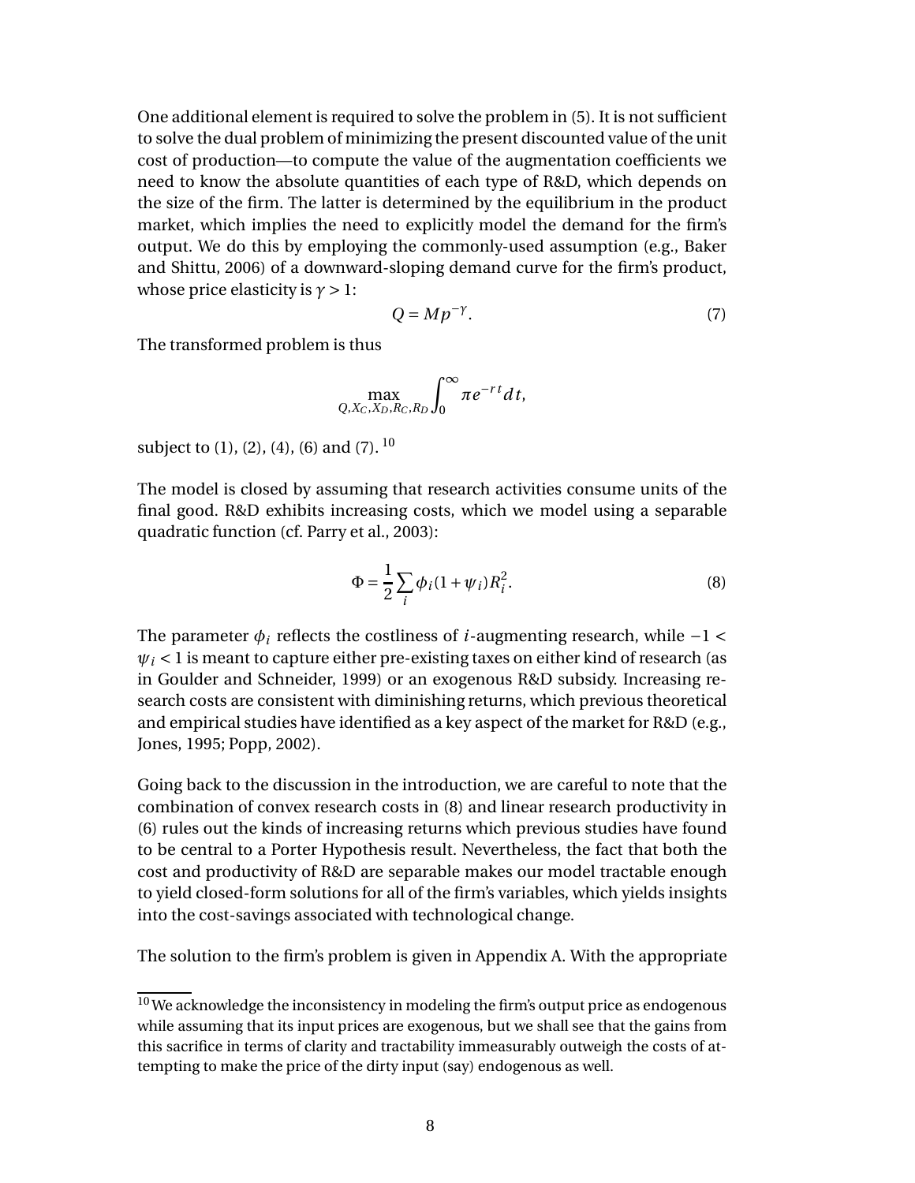One additional element is required to solve the problem in (5). It is not sufficient to solve the dual problem of minimizing the present discounted value of the unit cost of production—to compute the value of the augmentation coefficients we need to know the absolute quantities of each type of R&D, which depends on the size of the firm. The latter is determined by the equilibrium in the product market, which implies the need to explicitly model the demand for the firm's output. We do this by employing the commonly-used assumption (e.g., Baker and Shittu, 2006) of a downward-sloping demand curve for the firm's product, whose price elasticity is $\gamma > 1$:

$$Q = Mp^{-\gamma}. \tag{7}$$

The transformed problem is thus

$$\max_{Q, X_C, X_D, R_C, R_D} \int_0^\infty \pi e^{-rt} dt,$$

subject to (1), (2), (4), (6) and (7). [10]

The model is closed by assuming that research activities consume units of the final good. R&D exhibits increasing costs, which we model using a separable quadratic function (cf. Parry et al., 2003):

$$\Phi = \frac{1}{2} \sum_i \phi_i (1 + \psi_i) R_i^2. \tag{8}$$

The parameter $\phi_i$ reflects the costliness of $i$-augmenting research, while $-1 < \psi_i < 1$ is meant to capture either pre-existing taxes on either kind of research (as in Goulder and Schneider, 1999) or an exogenous R&D subsidy. Increasing research costs are consistent with diminishing returns, which previous theoretical and empirical studies have identified as a key aspect of the market for R&D (e.g., Jones, 1995; Popp, 2002).

Going back to the discussion in the introduction, we are careful to note that the combination of convex research costs in (8) and linear research productivity in (6) rules out the kinds of increasing returns which previous studies have found to be central to a Porter Hypothesis result. Nevertheless, the fact that both the cost and productivity of R&D are separable makes our model tractable enough to yield closed-form solutions for all of the firm's variables, which yields insights into the cost-savings associated with technological change.

The solution to the firm's problem is given in Appendix A. With the appropriate

---

[10] We acknowledge the inconsistency in modeling the firm's output price as endogenous while assuming that its input prices are exogenous, but we shall see that the gains from this sacrifice in terms of clarity and tractability immeasurably outweigh the costs of attempting to make the price of the dirty input (say) endogenous as well.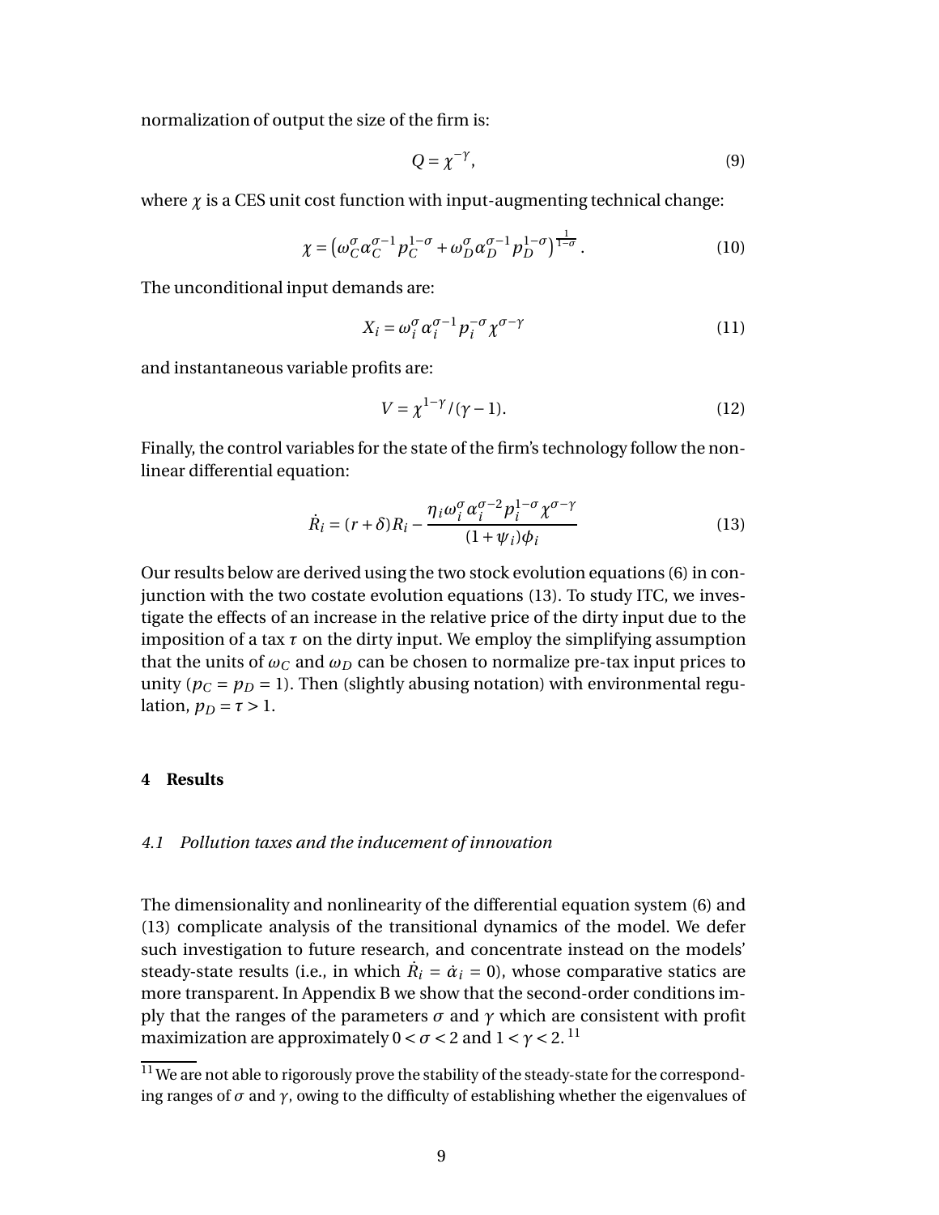normalization of output the size of the firm is:

$$Q = \chi^{-\gamma}, \tag{9}$$

where $\chi$ is a CES unit cost function with input-augmenting technical change:

$$\chi = \left(\omega_C^{\sigma} \alpha_C^{\sigma-1} p_C^{1-\sigma} + \omega_D^{\sigma} \alpha_D^{\sigma-1} p_D^{1-\sigma}\right)^{\frac{1}{1-\sigma}}. \tag{10}$$

The unconditional input demands are:

$$X_i = \omega_i^{\sigma} \alpha_i^{\sigma-1} p_i^{-\sigma} \chi^{\sigma-\gamma} \tag{11}$$

and instantaneous variable profits are:

$$V = \chi^{1-\gamma}/(\gamma - 1). \tag{12}$$

Finally, the control variables for the state of the firm's technology follow the non-linear differential equation:

$$\dot{R}_i = (r+\delta)R_i - \frac{\eta_i \omega_i^{\sigma} \alpha_i^{\sigma-2} p_i^{1-\sigma} \chi^{\sigma-\gamma}}{(1+\psi_i)\phi_i} \tag{13}$$

Our results below are derived using the two stock evolution equations (6) in conjunction with the two costate evolution equations (13). To study ITC, we investigate the effects of an increase in the relative price of the dirty input due to the imposition of a tax $\tau$ on the dirty input. We employ the simplifying assumption that the units of $\omega_C$ and $\omega_D$ can be chosen to normalize pre-tax input prices to unity ($p_C = p_D = 1$). Then (slightly abusing notation) with environmental regulation, $p_D = \tau > 1$.

## 4 Results

### *4.1 Pollution taxes and the inducement of innovation*

The dimensionality and nonlinearity of the differential equation system (6) and (13) complicate analysis of the transitional dynamics of the model. We defer such investigation to future research, and concentrate instead on the models' steady-state results (i.e., in which $\dot{R}_i = \dot{\alpha}_i = 0$), whose comparative statics are more transparent. In Appendix B we show that the second-order conditions imply that the ranges of the parameters $\sigma$ and $\gamma$ which are consistent with profit maximization are approximately $0 < \sigma < 2$ and $1 < \gamma < 2$.[11]

[11] We are not able to rigorously prove the stability of the steady-state for the corresponding ranges of $\sigma$ and $\gamma$, owing to the difficulty of establishing whether the eigenvalues of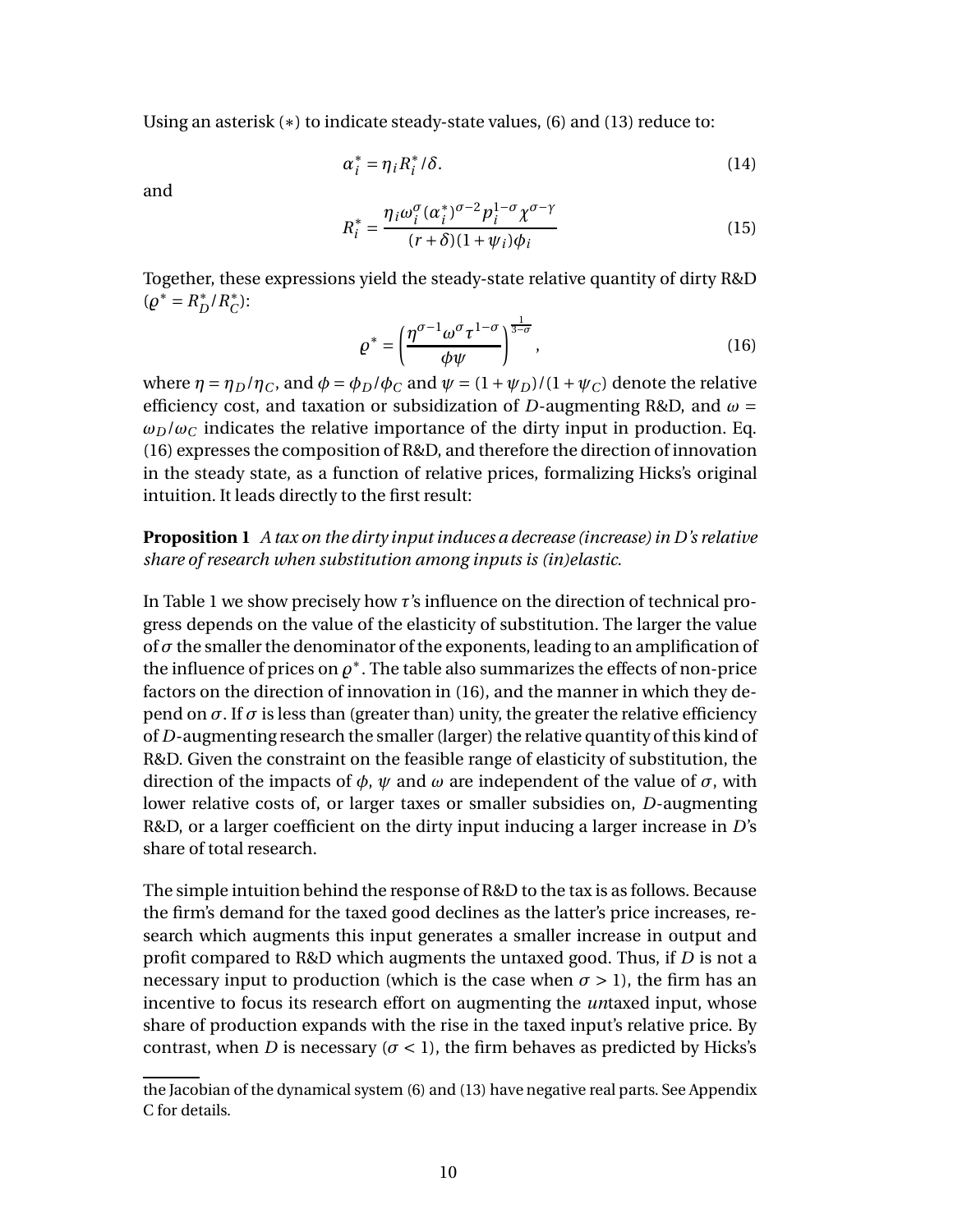Using an asterisk (∗) to indicate steady-state values, (6) and (13) reduce to:

$$\alpha_i^* = \eta_i R_i^* / \delta. \tag{14}$$

and

$$R_i^* = \frac{\eta_i \omega_i^{\sigma} (\alpha_i^*)^{\sigma-2} p_i^{1-\sigma} \chi^{\sigma-\gamma}}{(r+\delta)(1+\psi_i)\phi_i} \tag{15}$$

Together, these expressions yield the steady-state relative quantity of dirty R&D ($\varrho^* = R_D^*/R_C^*$):

$$\varrho^* = \left( \frac{\eta^{\sigma-1} \omega^{\sigma} \tau^{1-\sigma}}{\phi \psi} \right)^{\frac{1}{3-\sigma}}, \tag{16}$$

where $\eta = \eta_D/\eta_C$, and $\phi = \phi_D/\phi_C$ and $\psi = (1+\psi_D)/(1+\psi_C)$ denote the relative efficiency cost, and taxation or subsidization of $D$-augmenting R&D, and $\omega = \omega_D/\omega_C$ indicates the relative importance of the dirty input in production. Eq. (16) expresses the composition of R&D, and therefore the direction of innovation in the steady state, as a function of relative prices, formalizing Hicks's original intuition. It leads directly to the first result:

**Proposition 1** *A tax on the dirty input induces a decrease (increase) in D's relative share of research when substitution among inputs is (in)elastic.*

In Table 1 we show precisely how $\tau$'s influence on the direction of technical progress depends on the value of the elasticity of substitution. The larger the value of $\sigma$ the smaller the denominator of the exponents, leading to an amplification of the influence of prices on $\varrho^*$. The table also summarizes the effects of non-price factors on the direction of innovation in (16), and the manner in which they depend on $\sigma$. If $\sigma$ is less than (greater than) unity, the greater the relative efficiency of $D$-augmenting research the smaller (larger) the relative quantity of this kind of R&D. Given the constraint on the feasible range of elasticity of substitution, the direction of the impacts of $\phi$, $\psi$ and $\omega$ are independent of the value of $\sigma$, with lower relative costs of, or larger taxes or smaller subsidies on, $D$-augmenting R&D, or a larger coefficient on the dirty input inducing a larger increase in $D$'s share of total research.

The simple intuition behind the response of R&D to the tax is as follows. Because the firm's demand for the taxed good declines as the latter's price increases, research which augments this input generates a smaller increase in output and profit compared to R&D which augments the untaxed good. Thus, if $D$ is not a necessary input to production (which is the case when $\sigma > 1$), the firm has an incentive to focus its research effort on augmenting the *un*taxed input, whose share of production expands with the rise in the taxed input's relative price. By contrast, when $D$ is necessary ($\sigma < 1$), the firm behaves as predicted by Hicks's

the Jacobian of the dynamical system (6) and (13) have negative real parts. See Appendix C for details.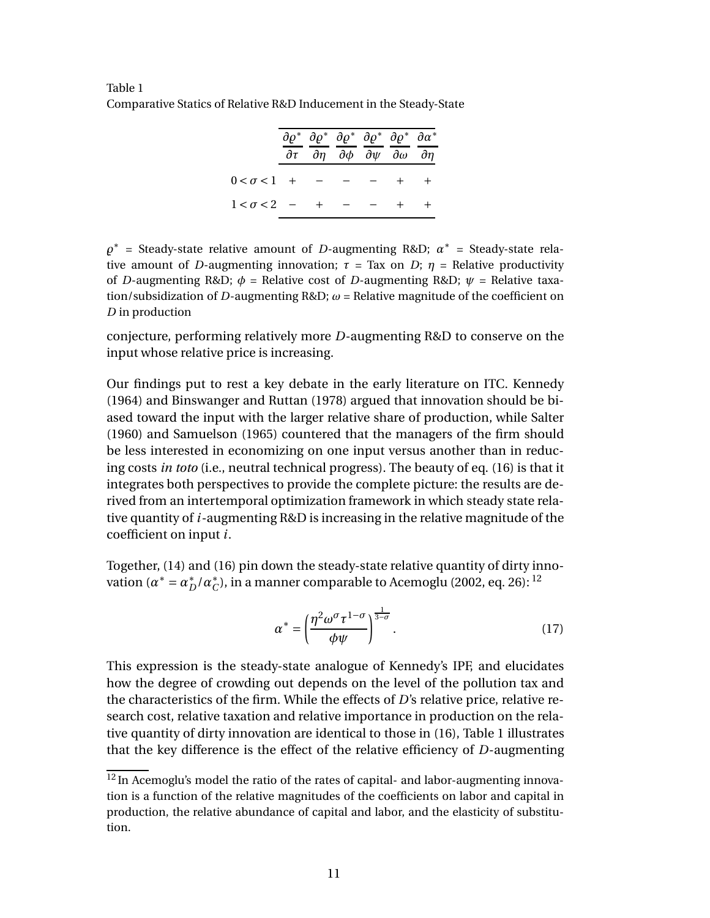Table 1
Comparative Statics of Relative R&D Inducement in the Steady-State

| | $\frac{\partial \varrho^*}{\partial \tau}$ | $\frac{\partial \varrho^*}{\partial \eta}$ | $\frac{\partial \varrho^*}{\partial \phi}$ | $\frac{\partial \varrho^*}{\partial \psi}$ | $\frac{\partial \varrho^*}{\partial \omega}$ | $\frac{\partial \alpha^*}{\partial \eta}$ |
|---|---|---|---|---|---|---|
| $0 < \sigma < 1$ | + | − | − | − | + | + |
| $1 < \sigma < 2$ | − | + | − | − | + | + |

$\varrho^*$ = Steady-state relative amount of $D$-augmenting R&D; $\alpha^*$ = Steady-state relative amount of $D$-augmenting innovation; $\tau$ = Tax on $D$; $\eta$ = Relative productivity of $D$-augmenting R&D; $\phi$ = Relative cost of $D$-augmenting R&D; $\psi$ = Relative taxation/subsidization of $D$-augmenting R&D; $\omega$ = Relative magnitude of the coefficient on $D$ in production

conjecture, performing relatively more $D$-augmenting R&D to conserve on the input whose relative price is increasing.

Our findings put to rest a key debate in the early literature on ITC. Kennedy (1964) and Binswanger and Ruttan (1978) argued that innovation should be biased toward the input with the larger relative share of production, while Salter (1960) and Samuelson (1965) countered that the managers of the firm should be less interested in economizing on one input versus another than in reducing costs *in toto* (i.e., neutral technical progress). The beauty of eq. (16) is that it integrates both perspectives to provide the complete picture: the results are derived from an intertemporal optimization framework in which steady state relative quantity of $i$-augmenting R&D is increasing in the relative magnitude of the coefficient on input $i$.

Together, (14) and (16) pin down the steady-state relative quantity of dirty innovation ($\alpha^* = \alpha^*_D / \alpha^*_C$), in a manner comparable to Acemoglu (2002, eq. 26):[12]

$$\alpha^* = \left( \frac{\eta^2 \omega^\sigma \tau^{1-\sigma}}{\phi \psi} \right)^{\frac{1}{3-\sigma}}. \tag{17}$$

This expression is the steady-state analogue of Kennedy's IPF, and elucidates how the degree of crowding out depends on the level of the pollution tax and the characteristics of the firm. While the effects of $D$'s relative price, relative research cost, relative taxation and relative importance in production on the relative quantity of dirty innovation are identical to those in (16), Table 1 illustrates that the key difference is the effect of the relative efficiency of $D$-augmenting

[12] In Acemoglu's model the ratio of the rates of capital- and labor-augmenting innovation is a function of the relative magnitudes of the coefficients on labor and capital in production, the relative abundance of capital and labor, and the elasticity of substitution.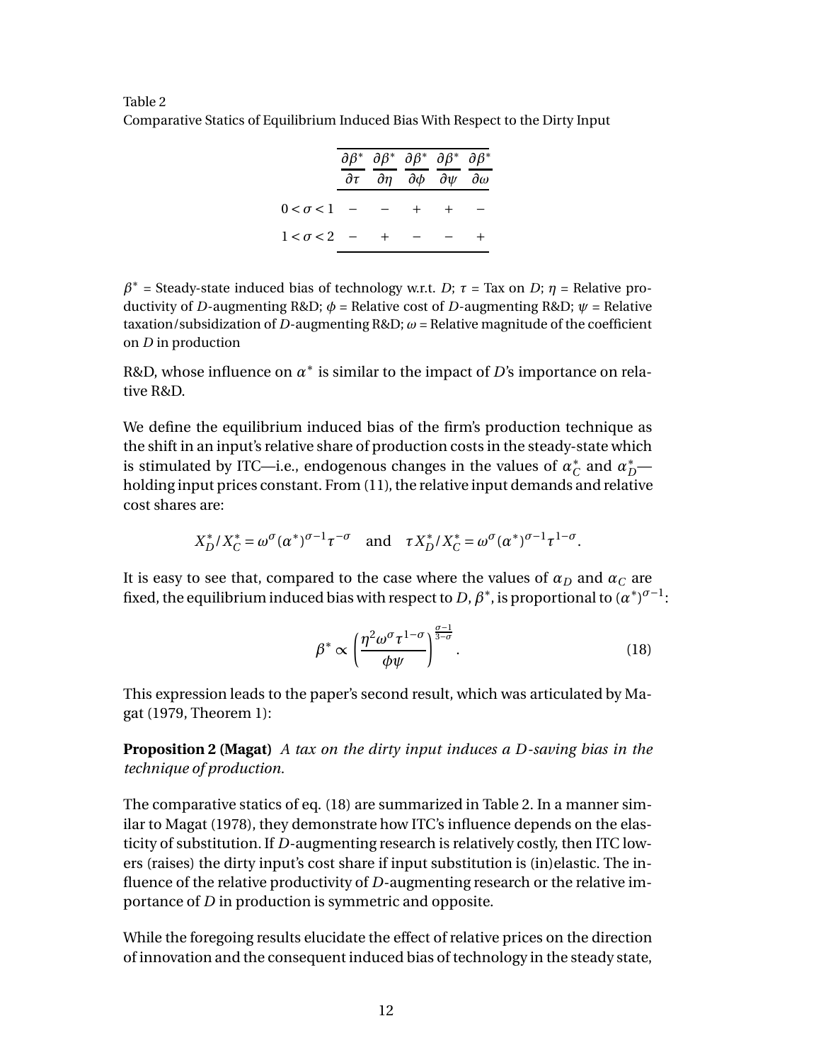Table 2
Comparative Statics of Equilibrium Induced Bias With Respect to the Dirty Input

| | $\frac{\partial \beta^*}{\partial \tau}$ | $\frac{\partial \beta^*}{\partial \eta}$ | $\frac{\partial \beta^*}{\partial \phi}$ | $\frac{\partial \beta^*}{\partial \psi}$ | $\frac{\partial \beta^*}{\partial \omega}$ |
|---|---|---|---|---|---|
| $0 < \sigma < 1$ | − | − | + | + | − |
| $1 < \sigma < 2$ | − | + | − | − | + |

$\beta^*$ = Steady-state induced bias of technology w.r.t. $D$; $\tau$ = Tax on $D$; $\eta$ = Relative productivity of $D$-augmenting R&D; $\phi$ = Relative cost of $D$-augmenting R&D; $\psi$ = Relative taxation/subsidization of $D$-augmenting R&D; $\omega$ = Relative magnitude of the coefficient on $D$ in production

R&D, whose influence on $\alpha^*$ is similar to the impact of $D$'s importance on relative R&D.

We define the equilibrium induced bias of the firm's production technique as the shift in an input's relative share of production costs in the steady-state which is stimulated by ITC—i.e., endogenous changes in the values of $\alpha^*_C$ and $\alpha^*_D$—holding input prices constant. From (11), the relative input demands and relative cost shares are:

$$X^*_D/X^*_C = \omega^\sigma (\alpha^*)^{\sigma-1} \tau^{-\sigma} \quad \text{and} \quad \tau X^*_D/X^*_C = \omega^\sigma (\alpha^*)^{\sigma-1} \tau^{1-\sigma}.$$

It is easy to see that, compared to the case where the values of $\alpha_D$ and $\alpha_C$ are fixed, the equilibrium induced bias with respect to $D$, $\beta^*$, is proportional to $(\alpha^*)^{\sigma-1}$:

$$\beta^* \propto \left( \frac{\eta^2 \omega^\sigma \tau^{1-\sigma}}{\phi \psi} \right)^{\frac{\sigma-1}{3-\sigma}}. \tag{18}$$

This expression leads to the paper's second result, which was articulated by Magat (1979, Theorem 1):

**Proposition 2 (Magat)** *A tax on the dirty input induces a $D$-saving bias in the technique of production.*

The comparative statics of eq. (18) are summarized in Table 2. In a manner similar to Magat (1978), they demonstrate how ITC's influence depends on the elasticity of substitution. If $D$-augmenting research is relatively costly, then ITC lowers (raises) the dirty input's cost share if input substitution is (in)elastic. The influence of the relative productivity of $D$-augmenting research or the relative importance of $D$ in production is symmetric and opposite.

While the foregoing results elucidate the effect of relative prices on the direction of innovation and the consequent induced bias of technology in the steady state,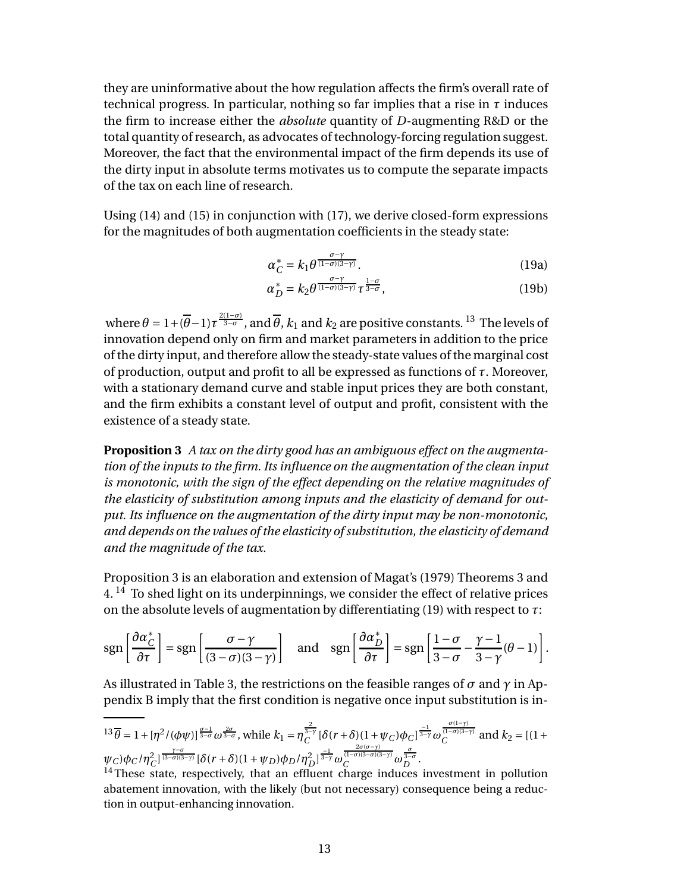they are uninformative about the how regulation affects the firm's overall rate of technical progress. In particular, nothing so far implies that a rise in $\tau$ induces the firm to increase either the *absolute* quantity of $D$-augmenting R&D or the total quantity of research, as advocates of technology-forcing regulation suggest. Moreover, the fact that the environmental impact of the firm depends its use of the dirty input in absolute terms motivates us to compute the separate impacts of the tax on each line of research.

Using (14) and (15) in conjunction with (17), we derive closed-form expressions for the magnitudes of both augmentation coefficients in the steady state:

$$\alpha_C^* = k_1 \theta^{\frac{\sigma-\gamma}{(1-\sigma)(3-\gamma)}}. \tag{19a}$$

$$\alpha_D^* = k_2 \theta^{\frac{\sigma-\gamma}{(1-\sigma)(3-\gamma)}} \tau^{\frac{1-\sigma}{3-\sigma}}, \tag{19b}$$

where $\theta = 1 + (\overline{\theta} - 1)\tau^{\frac{2(1-\sigma)}{3-\sigma}}$, and $\overline{\theta}$, $k_1$ and $k_2$ are positive constants.[13] The levels of innovation depend only on firm and market parameters in addition to the price of the dirty input, and therefore allow the steady-state values of the marginal cost of production, output and profit to all be expressed as functions of $\tau$. Moreover, with a stationary demand curve and stable input prices they are both constant, and the firm exhibits a constant level of output and profit, consistent with the existence of a steady state.

**Proposition 3** *A tax on the dirty good has an ambiguous effect on the augmentation of the inputs to the firm. Its influence on the augmentation of the clean input is monotonic, with the sign of the effect depending on the relative magnitudes of the elasticity of substitution among inputs and the elasticity of demand for output. Its influence on the augmentation of the dirty input may be non-monotonic, and depends on the values of the elasticity of substitution, the elasticity of demand and the magnitude of the tax.*

Proposition 3 is an elaboration and extension of Magat's (1979) Theorems 3 and 4.[14] To shed light on its underpinnings, we consider the effect of relative prices on the absolute levels of augmentation by differentiating (19) with respect to $\tau$:

$$\text{sgn}\left[\frac{\partial \alpha_C^*}{\partial \tau}\right] = \text{sgn}\left[\frac{\sigma - \gamma}{(3-\sigma)(3-\gamma)}\right] \quad \text{and} \quad \text{sgn}\left[\frac{\partial \alpha_D^*}{\partial \tau}\right] = \text{sgn}\left[\frac{1-\sigma}{3-\sigma} - \frac{\gamma - 1}{3-\gamma}(\theta - 1)\right].$$

As illustrated in Table 3, the restrictions on the feasible ranges of $\sigma$ and $\gamma$ in Appendix B imply that the first condition is negative once input substitution is in-

---

[13] $\overline{\theta} = 1 + [\eta^2/(\phi\psi)]^{\frac{\sigma-1}{3-\sigma}} \omega^{\frac{2\sigma}{3-\sigma}}$, while $k_1 = \eta_C^{\frac{2}{3-\gamma}} [\delta(r+\delta)(1+\psi_C)\phi_C]^{\frac{-1}{3-\gamma}} \omega_C^{\frac{\sigma(1-\gamma)}{(1-\sigma)(3-\gamma)}}$ and $k_2 = [(1+\psi_C)\phi_C/\eta_C^2]^{\frac{\gamma-\sigma}{(3-\sigma)(3-\gamma)}} [\delta(r+\delta)(1+\psi_D)\phi_D/\eta_D^2]^{\frac{-1}{3-\gamma}} \omega_C^{\frac{2\sigma(\sigma-\gamma)}{(1-\sigma)(3-\sigma)(3-\gamma)}} \omega_D^{\frac{\sigma}{3-\sigma}}$.

[14] These state, respectively, that an effluent charge induces investment in pollution abatement innovation, with the likely (but not necessary) consequence being a reduction in output-enhancing innovation.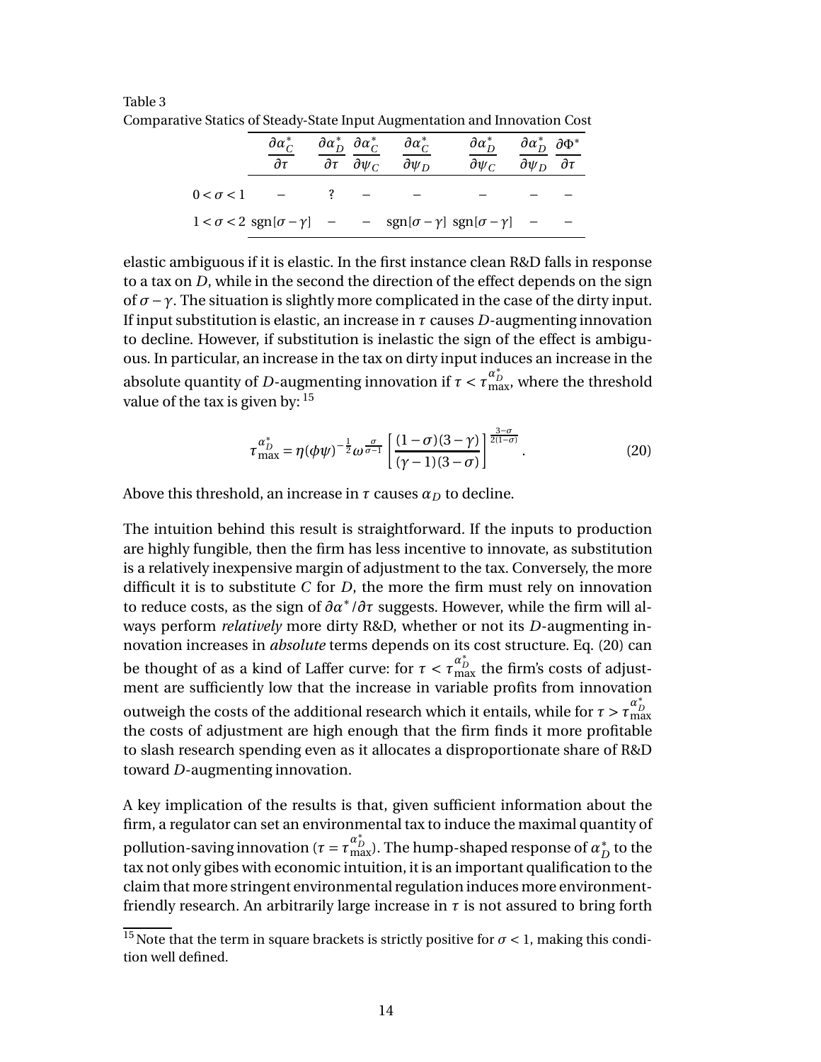Table 3
Comparative Statics of Steady-State Input Augmentation and Innovation Cost

| | $\frac{\partial \alpha_C^*}{\partial \tau}$ | $\frac{\partial \alpha_D^*}{\partial \tau}$ | $\frac{\partial \alpha_C^*}{\partial \psi_C}$ | $\frac{\partial \alpha_C^*}{\partial \psi_D}$ | $\frac{\partial \alpha_D^*}{\partial \psi_C}$ | $\frac{\partial \alpha_D^*}{\partial \psi_D}$ | $\frac{\partial \Phi^*}{\partial \tau}$ |
|---|---|---|---|---|---|---|---|
| $0<\sigma<1$ | $-$ | ? | $-$ | $-$ | $-$ | $-$ | $-$ |
| $1<\sigma<2$ | $\text{sgn}[\sigma-\gamma]$ | $-$ | $-$ | $\text{sgn}[\sigma-\gamma]$ | $\text{sgn}[\sigma-\gamma]$ | $-$ | $-$ |

elastic ambiguous if it is elastic. In the first instance clean R&D falls in response to a tax on $D$, while in the second the direction of the effect depends on the sign of $\sigma - \gamma$. The situation is slightly more complicated in the case of the dirty input. If input substitution is elastic, an increase in $\tau$ causes $D$-augmenting innovation to decline. However, if substitution is inelastic the sign of the effect is ambiguous. In particular, an increase in the tax on dirty input induces an increase in the absolute quantity of $D$-augmenting innovation if $\tau < \tau_{\max}^{\alpha_D^*}$, where the threshold value of the tax is given by: [15]

$$\tau_{\max}^{\alpha_D^*} = \eta(\phi\psi)^{-\frac{1}{2}}\omega^{\frac{\sigma}{\sigma-1}}\left[\frac{(1-\sigma)(3-\gamma)}{(\gamma-1)(3-\sigma)}\right]^{\frac{3-\sigma}{2(1-\sigma)}}. \tag{20}$$

Above this threshold, an increase in $\tau$ causes $\alpha_D$ to decline.

The intuition behind this result is straightforward. If the inputs to production are highly fungible, then the firm has less incentive to innovate, as substitution is a relatively inexpensive margin of adjustment to the tax. Conversely, the more difficult it is to substitute $C$ for $D$, the more the firm must rely on innovation to reduce costs, as the sign of $\partial\alpha^*/\partial\tau$ suggests. However, while the firm will always perform *relatively* more dirty R&D, whether or not its $D$-augmenting innovation increases in *absolute* terms depends on its cost structure. Eq. (20) can be thought of as a kind of Laffer curve: for $\tau < \tau_{\max}^{\alpha_D^*}$ the firm's costs of adjustment are sufficiently low that the increase in variable profits from innovation outweigh the costs of the additional research which it entails, while for $\tau > \tau_{\max}^{\alpha_D^*}$ the costs of adjustment are high enough that the firm finds it more profitable to slash research spending even as it allocates a disproportionate share of R&D toward $D$-augmenting innovation.

A key implication of the results is that, given sufficient information about the firm, a regulator can set an environmental tax to induce the maximal quantity of pollution-saving innovation ($\tau = \tau_{\max}^{\alpha_D^*}$). The hump-shaped response of $\alpha_D^*$ to the tax not only gibes with economic intuition, it is an important qualification to the claim that more stringent environmental regulation induces more environment-friendly research. An arbitrarily large increase in $\tau$ is not assured to bring forth

[15] Note that the term in square brackets is strictly positive for $\sigma < 1$, making this condition well defined.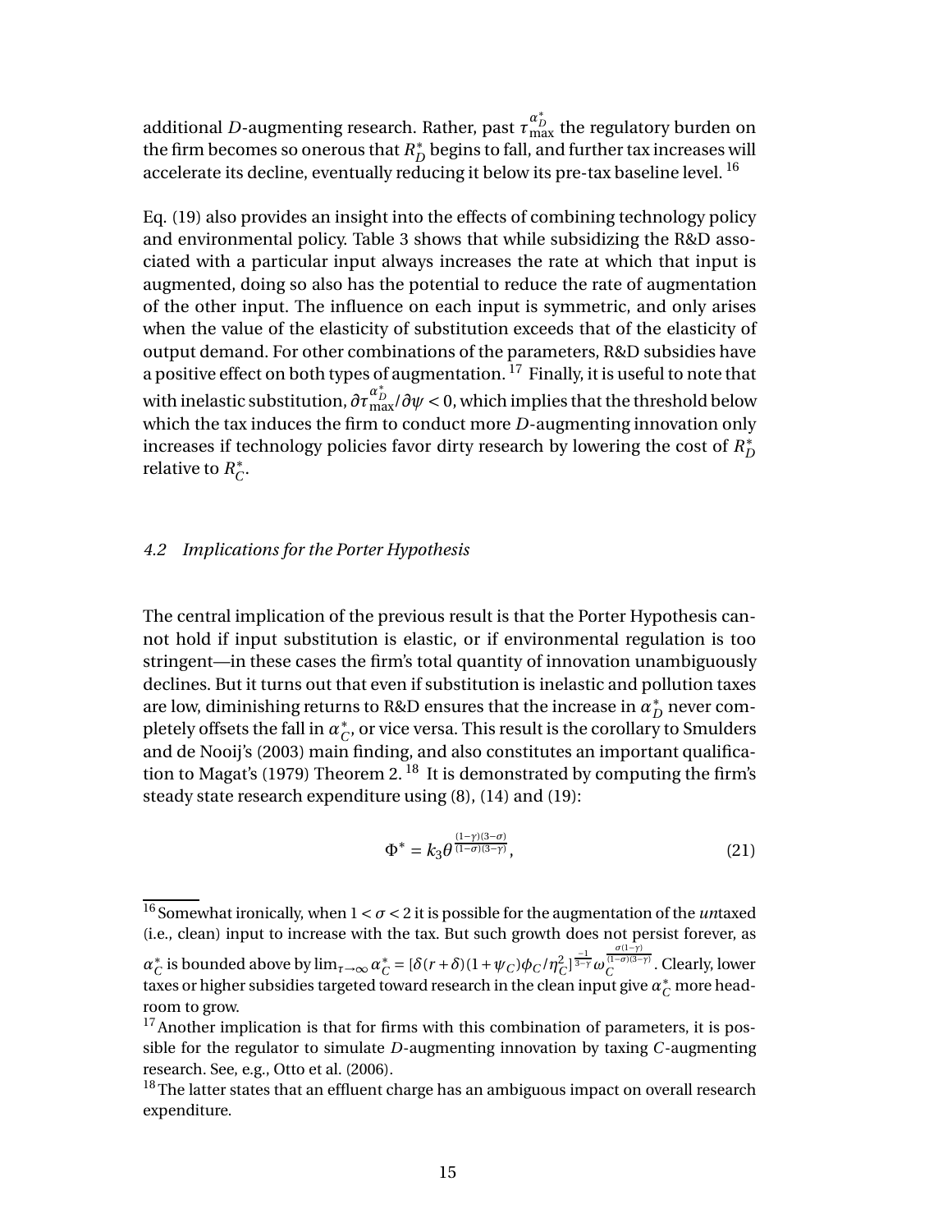additional $D$-augmenting research. Rather, past $\tau_{\max}^{\alpha_D^*}$ the regulatory burden on the firm becomes so onerous that $R_D^*$ begins to fall, and further tax increases will accelerate its decline, eventually reducing it below its pre-tax baseline level. [16]

Eq. (19) also provides an insight into the effects of combining technology policy and environmental policy. Table 3 shows that while subsidizing the R&D associated with a particular input always increases the rate at which that input is augmented, doing so also has the potential to reduce the rate of augmentation of the other input. The influence on each input is symmetric, and only arises when the value of the elasticity of substitution exceeds that of the elasticity of output demand. For other combinations of the parameters, R&D subsidies have a positive effect on both types of augmentation. [17] Finally, it is useful to note that with inelastic substitution, $\partial \tau_{\max}^{\alpha_D^*} / \partial \psi < 0$, which implies that the threshold below which the tax induces the firm to conduct more $D$-augmenting innovation only increases if technology policies favor dirty research by lowering the cost of $R_D^*$ relative to $R_C^*$.

### *4.2 Implications for the Porter Hypothesis*

The central implication of the previous result is that the Porter Hypothesis cannot hold if input substitution is elastic, or if environmental regulation is too stringent—in these cases the firm's total quantity of innovation unambiguously declines. But it turns out that even if substitution is inelastic and pollution taxes are low, diminishing returns to R&D ensures that the increase in $\alpha_D^*$ never completely offsets the fall in $\alpha_C^*$, or vice versa. This result is the corollary to Smulders and de Nooij's (2003) main finding, and also constitutes an important qualification to Magat's (1979) Theorem 2. [18] It is demonstrated by computing the firm's steady state research expenditure using (8), (14) and (19):

$$\Phi^* = k_3 \theta^{\frac{(1-\gamma)(3-\sigma)}{(1-\sigma)(3-\gamma)}}, \tag{21}$$

---

[16] Somewhat ironically, when $1 < \sigma < 2$ it is possible for the augmentation of the *un*taxed (i.e., clean) input to increase with the tax. But such growth does not persist forever, as $\alpha_C^*$ is bounded above by $\lim_{\tau \to \infty} \alpha_C^* = [\delta(r+\delta)(1+\psi_C)\phi_C/\eta_C^2]^{\frac{-1}{3-\gamma}} \omega_C^{\frac{\sigma(1-\gamma)}{(1-\sigma)(3-\gamma)}}$. Clearly, lower taxes or higher subsidies targeted toward research in the clean input give $\alpha_C^*$ more headroom to grow.

[17] Another implication is that for firms with this combination of parameters, it is possible for the regulator to simulate $D$-augmenting innovation by taxing $C$-augmenting research. See, e.g., Otto et al. (2006).

[18] The latter states that an effluent charge has an ambiguous impact on overall research expenditure.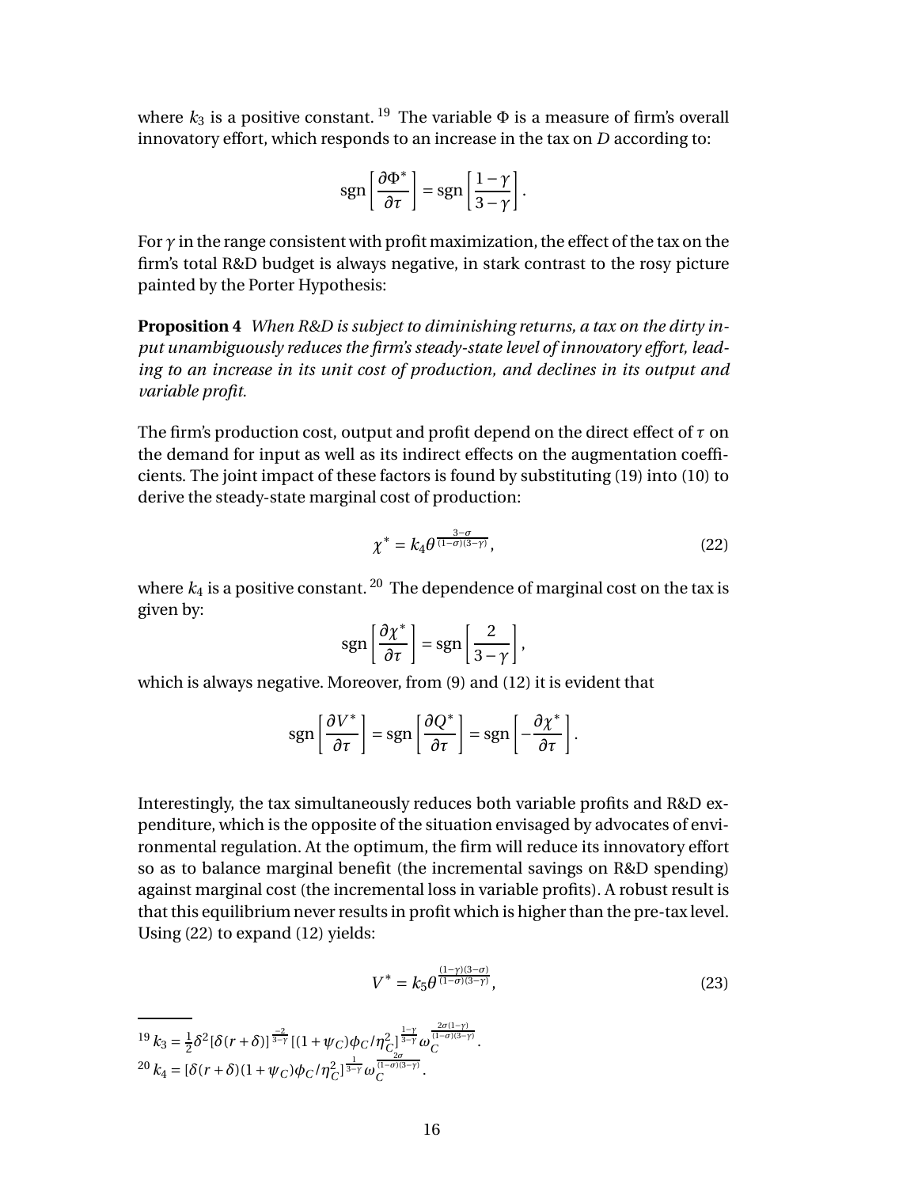where $k_3$ is a positive constant. [19] The variable $\Phi$ is a measure of firm's overall innovatory effort, which responds to an increase in the tax on $D$ according to:

$$\text{sgn}\left[\frac{\partial \Phi^*}{\partial \tau}\right] = \text{sgn}\left[\frac{1-\gamma}{3-\gamma}\right].$$

For $\gamma$ in the range consistent with profit maximization, the effect of the tax on the firm's total R&D budget is always negative, in stark contrast to the rosy picture painted by the Porter Hypothesis:

**Proposition 4** *When R&D is subject to diminishing returns, a tax on the dirty input unambiguously reduces the firm's steady-state level of innovatory effort, leading to an increase in its unit cost of production, and declines in its output and variable profit.*

The firm's production cost, output and profit depend on the direct effect of $\tau$ on the demand for input as well as its indirect effects on the augmentation coefficients. The joint impact of these factors is found by substituting (19) into (10) to derive the steady-state marginal cost of production:

$$\chi^* = k_4 \theta^{\frac{3-\sigma}{(1-\sigma)(3-\gamma)}}, \tag{22}$$

where $k_4$ is a positive constant. [20] The dependence of marginal cost on the tax is given by:

$$\text{sgn}\left[\frac{\partial \chi^*}{\partial \tau}\right] = \text{sgn}\left[\frac{2}{3-\gamma}\right],$$

which is always negative. Moreover, from (9) and (12) it is evident that

$$\text{sgn}\left[\frac{\partial V^*}{\partial \tau}\right] = \text{sgn}\left[\frac{\partial Q^*}{\partial \tau}\right] = \text{sgn}\left[-\frac{\partial \chi^*}{\partial \tau}\right].$$

Interestingly, the tax simultaneously reduces both variable profits and R&D expenditure, which is the opposite of the situation envisaged by advocates of environmental regulation. At the optimum, the firm will reduce its innovatory effort so as to balance marginal benefit (the incremental savings on R&D spending) against marginal cost (the incremental loss in variable profits). A robust result is that this equilibrium never results in profit which is higher than the pre-tax level. Using (22) to expand (12) yields:

$$V^* = k_5 \theta^{\frac{(1-\gamma)(3-\sigma)}{(1-\sigma)(3-\gamma)}}, \tag{23}$$

---

[19] $k_3 = \frac{1}{2}\delta^2[\delta(r+\delta)]^{\frac{-2}{3-\gamma}}[(1+\psi_C)\phi_C/\eta_C^2]^{\frac{1-\gamma}{3-\gamma}}\omega_C^{\frac{2\sigma(1-\gamma)}{(1-\sigma)(3-\gamma)}}$.

[20] $k_4 = [\delta(r+\delta)(1+\psi_C)\phi_C/\eta_C^2]^{\frac{1}{3-\gamma}}\omega_C^{\frac{2\sigma}{(1-\sigma)(3-\gamma)}}$.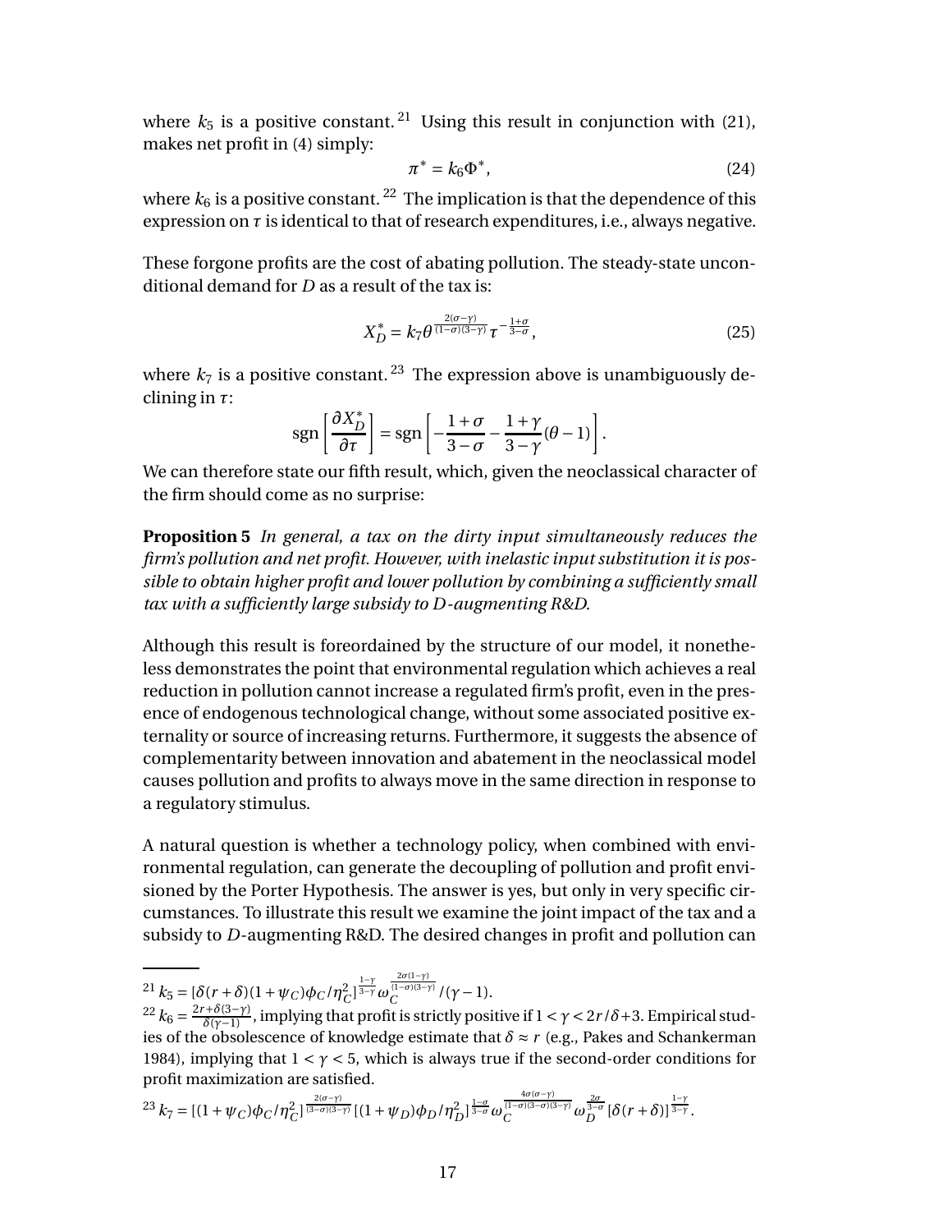where $k_5$ is a positive constant.[21] Using this result in conjunction with (21), makes net profit in (4) simply:

$$\pi^* = k_6 \Phi^*, \tag{24}$$

where $k_6$ is a positive constant.[22] The implication is that the dependence of this expression on $\tau$ is identical to that of research expenditures, i.e., always negative.

These forgone profits are the cost of abating pollution. The steady-state unconditional demand for $D$ as a result of the tax is:

$$X_D^* = k_7 \theta^{\frac{2(\sigma-\gamma)}{(1-\sigma)(3-\gamma)}} \tau^{-\frac{1+\sigma}{3-\sigma}}, \tag{25}$$

where $k_7$ is a positive constant.[23] The expression above is unambiguously declining in $\tau$:

$$\text{sgn}\left[\frac{\partial X_D^*}{\partial \tau}\right] = \text{sgn}\left[-\frac{1+\sigma}{3-\sigma} - \frac{1+\gamma}{3-\gamma}(\theta - 1)\right].$$

We can therefore state our fifth result, which, given the neoclassical character of the firm should come as no surprise:

**Proposition 5** *In general, a tax on the dirty input simultaneously reduces the firm's pollution and net profit. However, with inelastic input substitution it is possible to obtain higher profit and lower pollution by combining a sufficiently small tax with a sufficiently large subsidy to D-augmenting R&D.*

Although this result is foreordained by the structure of our model, it nonetheless demonstrates the point that environmental regulation which achieves a real reduction in pollution cannot increase a regulated firm's profit, even in the presence of endogenous technological change, without some associated positive externality or source of increasing returns. Furthermore, it suggests the absence of complementarity between innovation and abatement in the neoclassical model causes pollution and profits to always move in the same direction in response to a regulatory stimulus.

A natural question is whether a technology policy, when combined with environmental regulation, can generate the decoupling of pollution and profit envisioned by the Porter Hypothesis. The answer is yes, but only in very specific circumstances. To illustrate this result we examine the joint impact of the tax and a subsidy to $D$-augmenting R&D. The desired changes in profit and pollution can

---

[21] $k_5 = [\delta(r+\delta)(1+\psi_C)\phi_C/\eta_C^2]^{\frac{1-\gamma}{3-\gamma}} \omega_C^{\frac{2\sigma(1-\gamma)}{(1-\sigma)(3-\gamma)}} / (\gamma - 1)$.

[22] $k_6 = \frac{2r+\delta(3-\gamma)}{\delta(\gamma-1)}$, implying that profit is strictly positive if $1 < \gamma < 2r/\delta + 3$. Empirical studies of the obsolescence of knowledge estimate that $\delta \approx r$ (e.g., Pakes and Schankerman 1984), implying that $1 < \gamma < 5$, which is always true if the second-order conditions for profit maximization are satisfied.

[23] $k_7 = [(1+\psi_C)\phi_C/\eta_C^2]^{\frac{2(\sigma-\gamma)}{(3-\sigma)(3-\gamma)}} [(1+\psi_D)\phi_D/\eta_D^2]^{\frac{1-\sigma}{3-\sigma}} \omega_C^{\frac{4\sigma(\sigma-\gamma)}{(1-\sigma)(3-\sigma)(3-\gamma)}} \omega_D^{\frac{2\sigma}{3-\sigma}} [\delta(r+\delta)]^{\frac{1-\gamma}{3-\gamma}}$.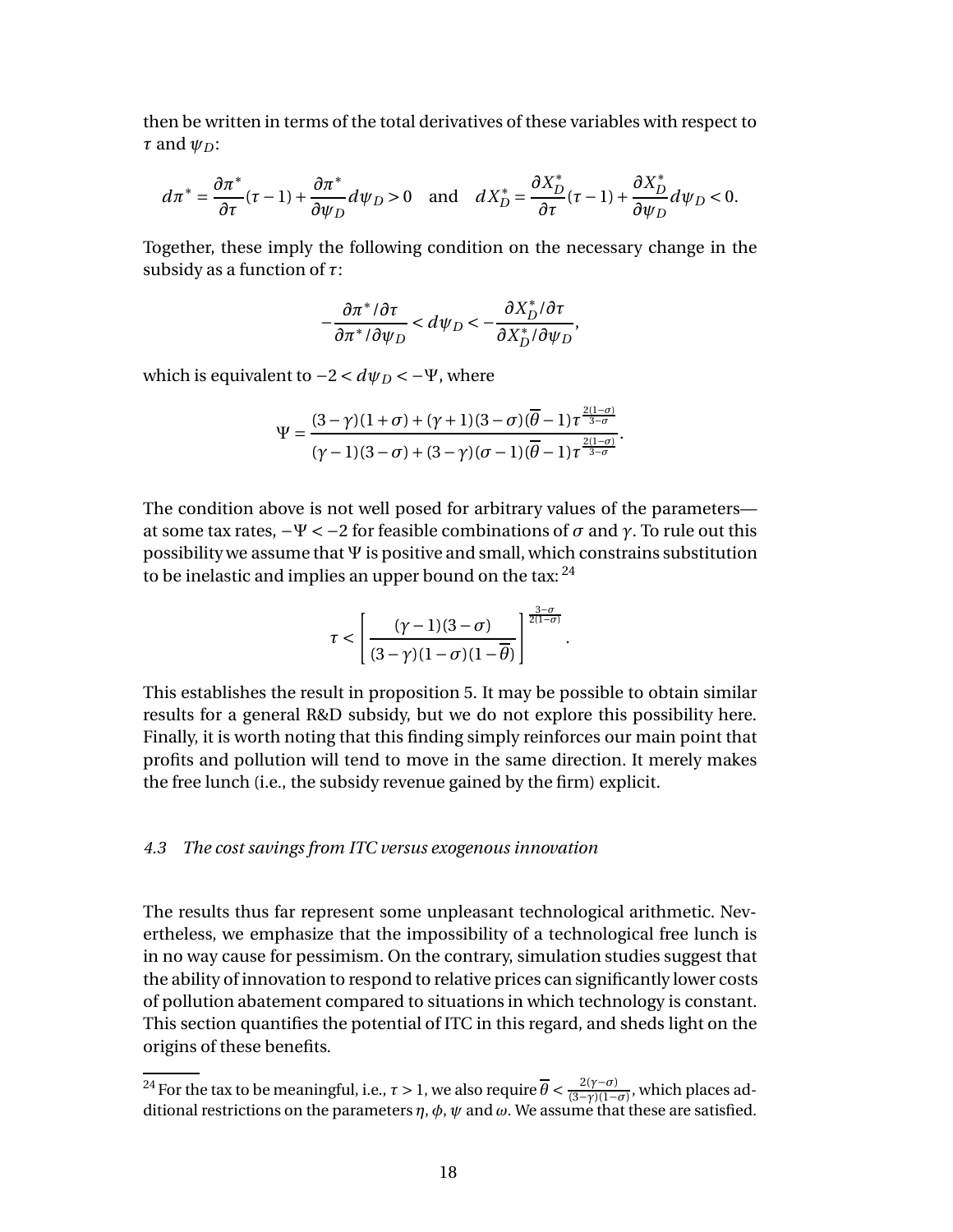then be written in terms of the total derivatives of these variables with respect to $\tau$ and $\psi_D$:

$$d\pi^* = \frac{\partial \pi^*}{\partial \tau}(\tau - 1) + \frac{\partial \pi^*}{\partial \psi_D} d\psi_D > 0 \quad \text{and} \quad dX_D^* = \frac{\partial X_D^*}{\partial \tau}(\tau - 1) + \frac{\partial X_D^*}{\partial \psi_D} d\psi_D < 0.$$

Together, these imply the following condition on the necessary change in the subsidy as a function of $\tau$:

$$-\frac{\partial \pi^* / \partial \tau}{\partial \pi^* / \partial \psi_D} < d\psi_D < -\frac{\partial X_D^* / \partial \tau}{\partial X_D^* / \partial \psi_D},$$

which is equivalent to $-2 < d\psi_D < -\Psi$, where

$$\Psi = \frac{(3-\gamma)(1+\sigma) + (\gamma+1)(3-\sigma)(\overline{\theta}-1)\tau^{\frac{2(1-\sigma)}{3-\sigma}}}{(\gamma-1)(3-\sigma) + (3-\gamma)(\sigma-1)(\overline{\theta}-1)\tau^{\frac{2(1-\sigma)}{3-\sigma}}}.$$

The condition above is not well posed for arbitrary values of the parameters—at some tax rates, $-\Psi < -2$ for feasible combinations of $\sigma$ and $\gamma$. To rule out this possibility we assume that $\Psi$ is positive and small, which constrains substitution to be inelastic and implies an upper bound on the tax:[24]

$$\tau < \left[ \frac{(\gamma-1)(3-\sigma)}{(3-\gamma)(1-\sigma)(1-\overline{\theta})} \right]^{\frac{3-\sigma}{2(1-\sigma)}}.$$

This establishes the result in proposition 5. It may be possible to obtain similar results for a general R&D subsidy, but we do not explore this possibility here. Finally, it is worth noting that this finding simply reinforces our main point that profits and pollution will tend to move in the same direction. It merely makes the free lunch (i.e., the subsidy revenue gained by the firm) explicit.

### *4.3 The cost savings from ITC versus exogenous innovation*

The results thus far represent some unpleasant technological arithmetic. Nevertheless, we emphasize that the impossibility of a technological free lunch is in no way cause for pessimism. On the contrary, simulation studies suggest that the ability of innovation to respond to relative prices can significantly lower costs of pollution abatement compared to situations in which technology is constant. This section quantifies the potential of ITC in this regard, and sheds light on the origins of these benefits.

[24] For the tax to be meaningful, i.e., $\tau > 1$, we also require $\overline{\theta} < \frac{2(\gamma-\sigma)}{(3-\gamma)(1-\sigma)}$, which places additional restrictions on the parameters $\eta$, $\phi$, $\psi$ and $\omega$. We assume that these are satisfied.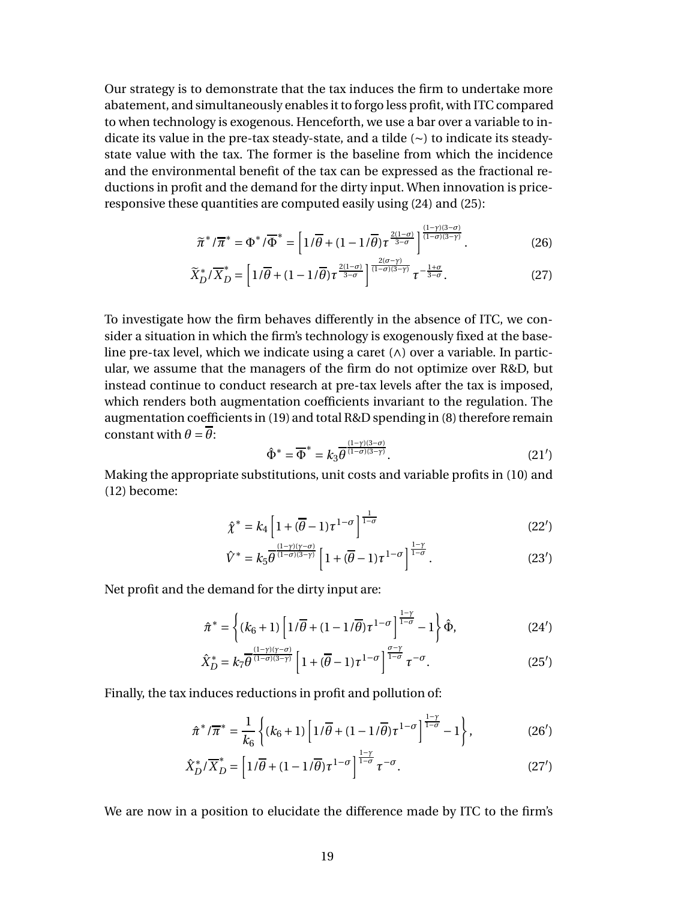Our strategy is to demonstrate that the tax induces the firm to undertake more abatement, and simultaneously enables it to forgo less profit, with ITC compared to when technology is exogenous. Henceforth, we use a bar over a variable to indicate its value in the pre-tax steady-state, and a tilde (∼) to indicate its steady-state value with the tax. The former is the baseline from which the incidence and the environmental benefit of the tax can be expressed as the fractional reductions in profit and the demand for the dirty input. When innovation is price-responsive these quantities are computed easily using (24) and (25):

$$\widetilde{\pi}^*/\overline{\pi}^* = \Phi^*/\overline{\Phi}^* = \left[1/\overline{\theta} + (1 - 1/\overline{\theta})\tau^{\frac{2(1-\sigma)}{3-\sigma}}\right]^{\frac{(1-\gamma)(3-\sigma)}{(1-\sigma)(3-\gamma)}}. \tag{26}$$

$$\widetilde{X}_D^*/\overline{X}_D^* = \left[1/\overline{\theta} + (1 - 1/\overline{\theta})\tau^{\frac{2(1-\sigma)}{3-\sigma}}\right]^{\frac{2(\sigma-\gamma)}{(1-\sigma)(3-\gamma)}} \tau^{-\frac{1+\sigma}{3-\sigma}}. \tag{27}$$

To investigate how the firm behaves differently in the absence of ITC, we consider a situation in which the firm's technology is exogenously fixed at the baseline pre-tax level, which we indicate using a caret (∧) over a variable. In particular, we assume that the managers of the firm do not optimize over R&D, but instead continue to conduct research at pre-tax levels after the tax is imposed, which renders both augmentation coefficients invariant to the regulation. The augmentation coefficients in (19) and total R&D spending in (8) therefore remain constant with $\theta = \overline{\theta}$:

$$\hat{\Phi}^* = \overline{\Phi}^* = k_3 \overline{\theta}^{\frac{(1-\gamma)(3-\sigma)}{(1-\sigma)(3-\gamma)}}. \tag{21$'$}$$

Making the appropriate substitutions, unit costs and variable profits in (10) and (12) become:

$$\hat{\chi}^* = k_4 \left[1 + (\overline{\theta} - 1)\tau^{1-\sigma}\right]^{\frac{1}{1-\sigma}} \tag{22$'$}$$

$$\hat{V}^* = k_5 \overline{\theta}^{\frac{(1-\gamma)(\gamma-\sigma)}{(1-\sigma)(3-\gamma)}} \left[1 + (\overline{\theta} - 1)\tau^{1-\sigma}\right]^{\frac{1-\gamma}{1-\sigma}}. \tag{23$'$}$$

Net profit and the demand for the dirty input are:

$$\hat{\pi}^* = \left\{(k_6 + 1)\left[1/\overline{\theta} + (1 - 1/\overline{\theta})\tau^{1-\sigma}\right]^{\frac{1-\gamma}{1-\sigma}} - 1\right\}\hat{\Phi}, \tag{24$'$}$$

$$\hat{X}_D^* = k_7 \overline{\theta}^{\frac{(1-\gamma)(\gamma-\sigma)}{(1-\sigma)(3-\gamma)}} \left[1 + (\overline{\theta} - 1)\tau^{1-\sigma}\right]^{\frac{\sigma-\gamma}{1-\sigma}} \tau^{-\sigma}. \tag{25$'$}$$

Finally, the tax induces reductions in profit and pollution of:

$$\hat{\pi}^*/\overline{\pi}^* = \frac{1}{k_6}\left\{(k_6 + 1)\left[1/\overline{\theta} + (1 - 1/\overline{\theta})\tau^{1-\sigma}\right]^{\frac{1-\gamma}{1-\sigma}} - 1\right\}, \tag{26$'$}$$

$$\hat{X}_D^*/\overline{X}_D^* = \left[1/\overline{\theta} + (1 - 1/\overline{\theta})\tau^{1-\sigma}\right]^{\frac{1-\gamma}{1-\sigma}} \tau^{-\sigma}. \tag{27$'$}$$

We are now in a position to elucidate the difference made by ITC to the firm's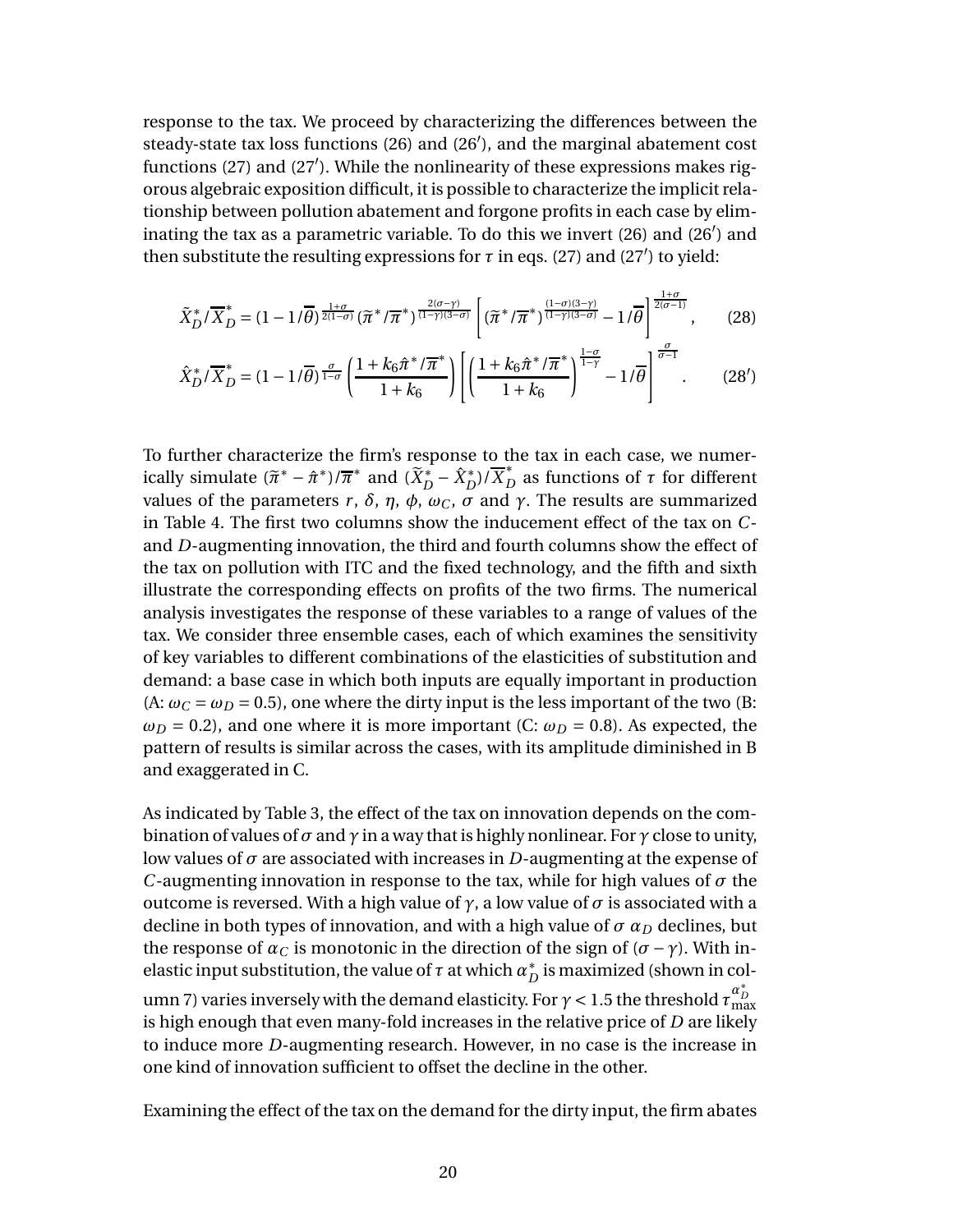response to the tax. We proceed by characterizing the differences between the steady-state tax loss functions (26) and (26′), and the marginal abatement cost functions (27) and (27′). While the nonlinearity of these expressions makes rigorous algebraic exposition difficult, it is possible to characterize the implicit relationship between pollution abatement and forgone profits in each case by eliminating the tax as a parametric variable. To do this we invert (26) and (26′) and then substitute the resulting expressions for $\tau$ in eqs. (27) and (27′) to yield:

$$\widetilde{X}_D^*/\overline{X}_D^* = (1-1/\overline{\theta})^{\frac{1+\sigma}{2(1-\sigma)}} (\widetilde{\pi}^*/\overline{\pi}^*)^{\frac{2(\sigma-\gamma)}{(1-\gamma)(3-\sigma)}} \left[ (\widetilde{\pi}^*/\overline{\pi}^*)^{\frac{(1-\sigma)(3-\gamma)}{(1-\gamma)(3-\sigma)}} - 1/\overline{\theta} \right]^{\frac{1+\sigma}{2(\sigma-1)}}, \qquad (28)$$

$$\hat{X}_D^*/\overline{X}_D^* = (1-1/\overline{\theta})^{\frac{\sigma}{1-\sigma}} \left( \frac{1+k_6\hat{\pi}^*/\overline{\pi}^*}{1+k_6} \right) \left[ \left( \frac{1+k_6\hat{\pi}^*/\overline{\pi}^*}{1+k_6} \right)^{\frac{1-\sigma}{1-\gamma}} - 1/\overline{\theta} \right]^{\frac{\sigma}{\sigma-1}}. \qquad (28')$$

To further characterize the firm's response to the tax in each case, we numerically simulate $(\widetilde{\pi}^* - \hat{\pi}^*)/\overline{\pi}^*$ and $(\widetilde{X}_D^* - \hat{X}_D^*)/\overline{X}_D^*$ as functions of $\tau$ for different values of the parameters $r$, $\delta$, $\eta$, $\phi$, $\omega_C$, $\sigma$ and $\gamma$. The results are summarized in Table 4. The first two columns show the inducement effect of the tax on $C$- and $D$-augmenting innovation, the third and fourth columns show the effect of the tax on pollution with ITC and the fixed technology, and the fifth and sixth illustrate the corresponding effects on profits of the two firms. The numerical analysis investigates the response of these variables to a range of values of the tax. We consider three ensemble cases, each of which examines the sensitivity of key variables to different combinations of the elasticities of substitution and demand: a base case in which both inputs are equally important in production (A: $\omega_C = \omega_D = 0.5$), one where the dirty input is the less important of the two (B: $\omega_D = 0.2$), and one where it is more important (C: $\omega_D = 0.8$). As expected, the pattern of results is similar across the cases, with its amplitude diminished in B and exaggerated in C.

As indicated by Table 3, the effect of the tax on innovation depends on the combination of values of $\sigma$ and $\gamma$ in a way that is highly nonlinear. For $\gamma$ close to unity, low values of $\sigma$ are associated with increases in $D$-augmenting at the expense of $C$-augmenting innovation in response to the tax, while for high values of $\sigma$ the outcome is reversed. With a high value of $\gamma$, a low value of $\sigma$ is associated with a decline in both types of innovation, and with a high value of $\sigma$ $\alpha_D$ declines, but the response of $\alpha_C$ is monotonic in the direction of the sign of $(\sigma - \gamma)$. With inelastic input substitution, the value of $\tau$ at which $\alpha_D^*$ is maximized (shown in column 7) varies inversely with the demand elasticity. For $\gamma < 1.5$ the threshold $\tau_{\max}^{\alpha_D^*}$ is high enough that even many-fold increases in the relative price of $D$ are likely to induce more $D$-augmenting research. However, in no case is the increase in one kind of innovation sufficient to offset the decline in the other.

Examining the effect of the tax on the demand for the dirty input, the firm abates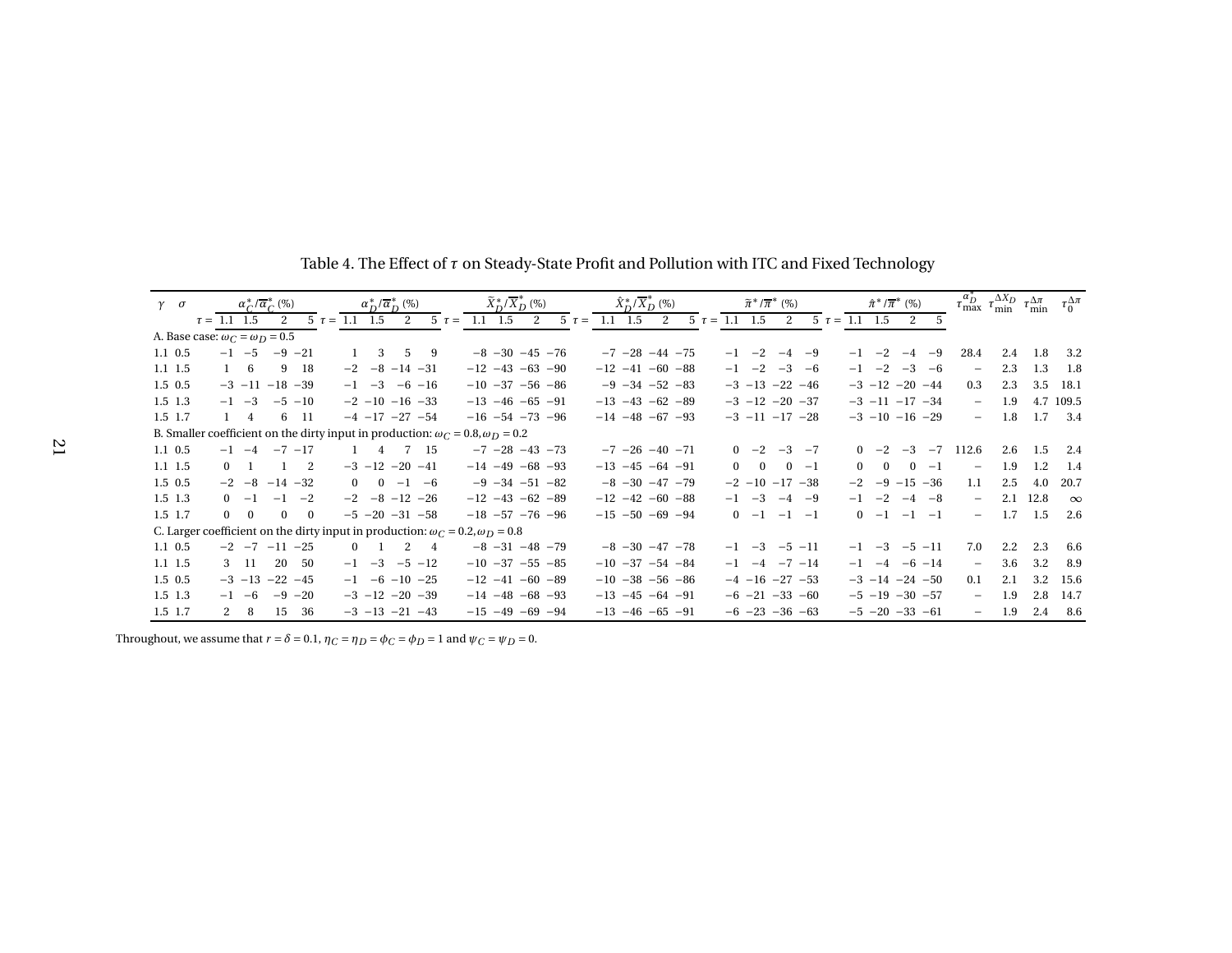Table 4. The Effect of $\tau$ on Steady-State Profit and Pollution with ITC and Fixed Technology

| $\gamma$ | $\sigma$ | $\alpha_C^*/\overline{\alpha}_C^*$ (%) | | | | $\alpha_D^*/\overline{\alpha}_D^*$ (%) | | | | $\widetilde{X}_D^*/\overline{X}_D^*$ (%) | | | | $\hat{X}_D^*/\overline{X}_D^*$ (%) | | | | $\widetilde{\pi}^*/\overline{\pi}^*$ (%) | | | | $\hat{\pi}^*/\overline{\pi}^*$ (%) | | | | $\tau_{\max}^{\alpha_D^*}$ | $\tau_{\min}^{\Delta X_D}$ | $\tau_{\min}^{\Delta\pi}$ | $\tau_0^{\Delta\pi}$ |
|---|---|---|---|---|---|---|---|---|---|---|---|---|---|---|---|---|---|---|---|---|---|---|---|---|---|---|---|---|---|
| | $\tau =$ | 1.1 | 1.5 | 2 | 5 | 1.1 | 1.5 | 2 | 5 | 1.1 | 1.5 | 2 | 5 | 1.1 | 1.5 | 2 | 5 | 1.1 | 1.5 | 2 | 5 | 1.1 | 1.5 | 2 | 5 | | | | |
| A. Base case: $\omega_C = \omega_D = 0.5$ | | | | | | | | | | | | | | | | | | | | | | | | | | | | | |
| 1.1 | 0.5 | −1 | −5 | −9 | −21 | 1 | 3 | 5 | 9 | −8 | −30 | −45 | −76 | −7 | −28 | −44 | −75 | −1 | −2 | −4 | −9 | −1 | −2 | −4 | −9 | 28.4 | 2.4 | 1.8 | 3.2 |
| 1.1 | 1.5 | 1 | 6 | 9 | 18 | −2 | −8 | −14 | −31 | −12 | −43 | −63 | −90 | −12 | −41 | −60 | −88 | −1 | −2 | −3 | −6 | −1 | −2 | −3 | −6 | − | 2.3 | 1.3 | 1.8 |
| 1.5 | 0.5 | −3 | −11 | −18 | −39 | −1 | −3 | −6 | −16 | −10 | −37 | −56 | −86 | −9 | −34 | −52 | −83 | −3 | −13 | −22 | −46 | −3 | −12 | −20 | −44 | 0.3 | 2.3 | 3.5 | 18.1 |
| 1.5 | 1.3 | −1 | −3 | −5 | −10 | −2 | −10 | −16 | −33 | −13 | −46 | −65 | −91 | −13 | −43 | −62 | −89 | −3 | −12 | −20 | −37 | −3 | −11 | −17 | −34 | − | 1.9 | 4.7 | 109.5 |
| 1.5 | 1.7 | 1 | 4 | 6 | 11 | −4 | −17 | −27 | −54 | −16 | −54 | −73 | −96 | −14 | −48 | −67 | −93 | −3 | −11 | −17 | −28 | −3 | −10 | −16 | −29 | − | 1.8 | 1.7 | 3.4 |
| B. Smaller coefficient on the dirty input in production: $\omega_C = 0.8, \omega_D = 0.2$ | | | | | | | | | | | | | | | | | | | | | | | | | | | | | |
| 1.1 | 0.5 | −1 | −4 | −7 | −17 | 1 | 4 | 7 | 15 | −7 | −28 | −43 | −73 | −7 | −26 | −40 | −71 | 0 | −2 | −3 | −7 | 0 | −2 | −3 | −7 | 112.6 | 2.6 | 1.5 | 2.4 |
| 1.1 | 1.5 | 0 | 1 | 1 | 2 | −3 | −12 | −20 | −41 | −14 | −49 | −68 | −93 | −13 | −45 | −64 | −91 | 0 | 0 | 0 | −1 | 0 | 0 | 0 | −1 | − | 1.9 | 1.2 | 1.4 |
| 1.5 | 0.5 | −2 | −8 | −14 | −32 | 0 | 0 | −1 | −6 | −9 | −34 | −51 | −82 | −8 | −30 | −47 | −79 | −2 | −10 | −17 | −38 | −2 | −9 | −15 | −36 | 1.1 | 2.5 | 4.0 | 20.7 |
| 1.5 | 1.3 | 0 | −1 | −1 | −2 | −2 | −8 | −12 | −26 | −12 | −43 | −62 | −89 | −12 | −42 | −60 | −88 | −1 | −3 | −4 | −9 | −1 | −2 | −4 | −8 | − | 2.1 | 12.8 | $\infty$ |
| 1.5 | 1.7 | 0 | 0 | 0 | 0 | −5 | −20 | −31 | −58 | −18 | −57 | −76 | −96 | −15 | −50 | −69 | −94 | 0 | −1 | −1 | −1 | 0 | −1 | −1 | −1 | − | 1.7 | 1.5 | 2.6 |
| C. Larger coefficient on the dirty input in production: $\omega_C = 0.2, \omega_D = 0.8$ | | | | | | | | | | | | | | | | | | | | | | | | | | | | | |
| 1.1 | 0.5 | −2 | −7 | −11 | −25 | 0 | 1 | 2 | 4 | −8 | −31 | −48 | −79 | −8 | −30 | −47 | −78 | −1 | −3 | −5 | −11 | −1 | −3 | −5 | −11 | 7.0 | 2.2 | 2.3 | 6.6 |
| 1.1 | 1.5 | 3 | 11 | 20 | 50 | −1 | −3 | −5 | −12 | −10 | −37 | −55 | −85 | −10 | −37 | −54 | −84 | −1 | −4 | −7 | −14 | −1 | −4 | −6 | −14 | − | 3.6 | 3.2 | 8.9 |
| 1.5 | 0.5 | −3 | −13 | −22 | −45 | −1 | −6 | −10 | −25 | −12 | −41 | −60 | −89 | −10 | −38 | −56 | −86 | −4 | −16 | −27 | −53 | −3 | −14 | −24 | −50 | 0.1 | 2.1 | 3.2 | 15.6 |
| 1.5 | 1.3 | −1 | −6 | −9 | −20 | −3 | −12 | −20 | −39 | −14 | −48 | −68 | −93 | −13 | −45 | −64 | −91 | −6 | −21 | −33 | −60 | −5 | −19 | −30 | −57 | − | 1.9 | 2.8 | 14.7 |
| 1.5 | 1.7 | 2 | 8 | 15 | 36 | −3 | −13 | −21 | −43 | −15 | −49 | −69 | −94 | −13 | −46 | −65 | −91 | −6 | −23 | −36 | −63 | −5 | −20 | −33 | −61 | − | 1.9 | 2.4 | 8.6 |

Throughout, we assume that $r = \delta = 0.1$, $\eta_C = \eta_D = \phi_C = \phi_D = 1$ and $\psi_C = \psi_D = 0$.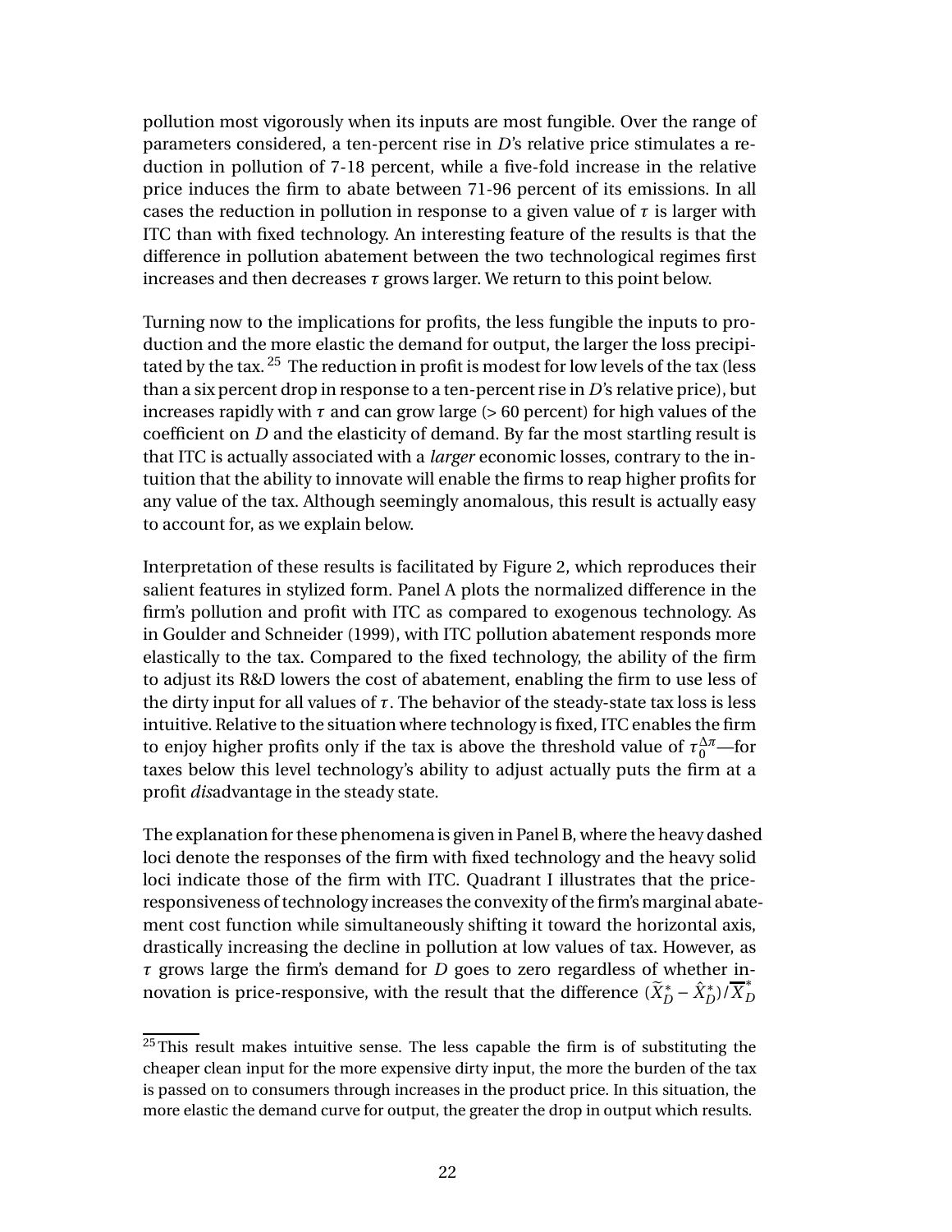pollution most vigorously when its inputs are most fungible. Over the range of parameters considered, a ten-percent rise in $D$'s relative price stimulates a reduction in pollution of 7-18 percent, while a five-fold increase in the relative price induces the firm to abate between 71-96 percent of its emissions. In all cases the reduction in pollution in response to a given value of $\tau$ is larger with ITC than with fixed technology. An interesting feature of the results is that the difference in pollution abatement between the two technological regimes first increases and then decreases $\tau$ grows larger. We return to this point below.

Turning now to the implications for profits, the less fungible the inputs to production and the more elastic the demand for output, the larger the loss precipitated by the tax.[25] The reduction in profit is modest for low levels of the tax (less than a six percent drop in response to a ten-percent rise in $D$'s relative price), but increases rapidly with $\tau$ and can grow large (> 60 percent) for high values of the coefficient on $D$ and the elasticity of demand. By far the most startling result is that ITC is actually associated with a *larger* economic losses, contrary to the intuition that the ability to innovate will enable the firms to reap higher profits for any value of the tax. Although seemingly anomalous, this result is actually easy to account for, as we explain below.

Interpretation of these results is facilitated by Figure 2, which reproduces their salient features in stylized form. Panel A plots the normalized difference in the firm's pollution and profit with ITC as compared to exogenous technology. As in Goulder and Schneider (1999), with ITC pollution abatement responds more elastically to the tax. Compared to the fixed technology, the ability of the firm to adjust its R&D lowers the cost of abatement, enabling the firm to use less of the dirty input for all values of $\tau$. The behavior of the steady-state tax loss is less intuitive. Relative to the situation where technology is fixed, ITC enables the firm to enjoy higher profits only if the tax is above the threshold value of $\tau_0^{\Delta\pi}$—for taxes below this level technology's ability to adjust actually puts the firm at a profit *dis*advantage in the steady state.

The explanation for these phenomena is given in Panel B, where the heavy dashed loci denote the responses of the firm with fixed technology and the heavy solid loci indicate those of the firm with ITC. Quadrant I illustrates that the price-responsiveness of technology increases the convexity of the firm's marginal abatement cost function while simultaneously shifting it toward the horizontal axis, drastically increasing the decline in pollution at low values of tax. However, as $\tau$ grows large the firm's demand for $D$ goes to zero regardless of whether innovation is price-responsive, with the result that the difference $(\widetilde{X}_D^* - \hat{X}_D^*)/\overline{X}_D^*$

[25] This result makes intuitive sense. The less capable the firm is of substituting the cheaper clean input for the more expensive dirty input, the more the burden of the tax is passed on to consumers through increases in the product price. In this situation, the more elastic the demand curve for output, the greater the drop in output which results.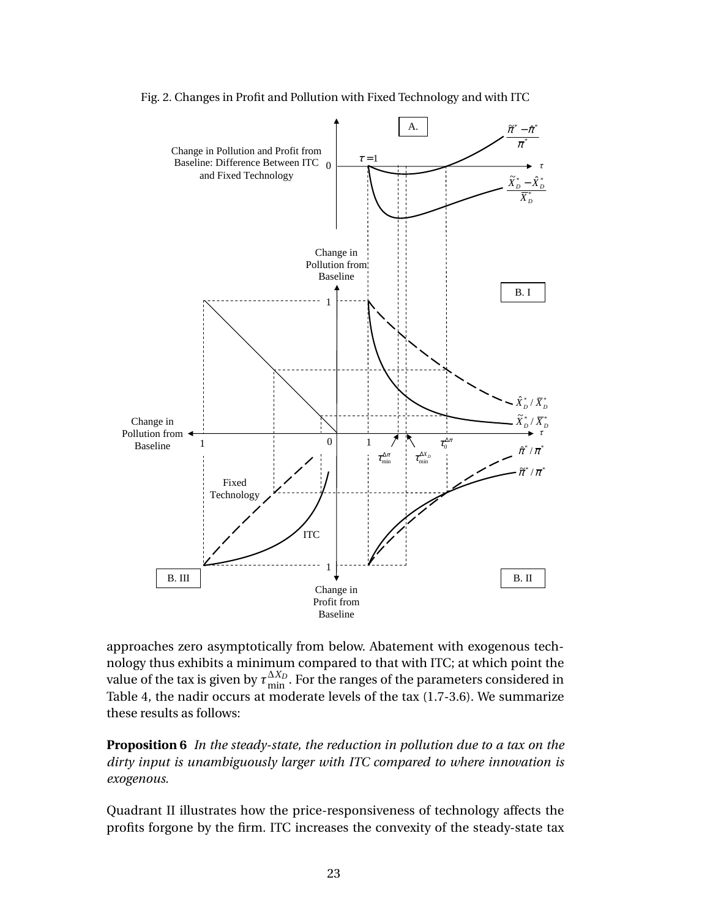Fig. 2. Changes in Profit and Pollution with Fixed Technology and with ITC

approaches zero asymptotically from below. Abatement with exogenous technology thus exhibits a minimum compared to that with ITC; at which point the value of the tax is given by $\tau_{\min}^{\Delta X_D}$. For the ranges of the parameters considered in Table 4, the nadir occurs at moderate levels of the tax (1.7-3.6). We summarize these results as follows:

**Proposition 6** *In the steady-state, the reduction in pollution due to a tax on the dirty input is unambiguously larger with ITC compared to where innovation is exogenous.*

Quadrant II illustrates how the price-responsiveness of technology affects the profits forgone by the firm. ITC increases the convexity of the steady-state tax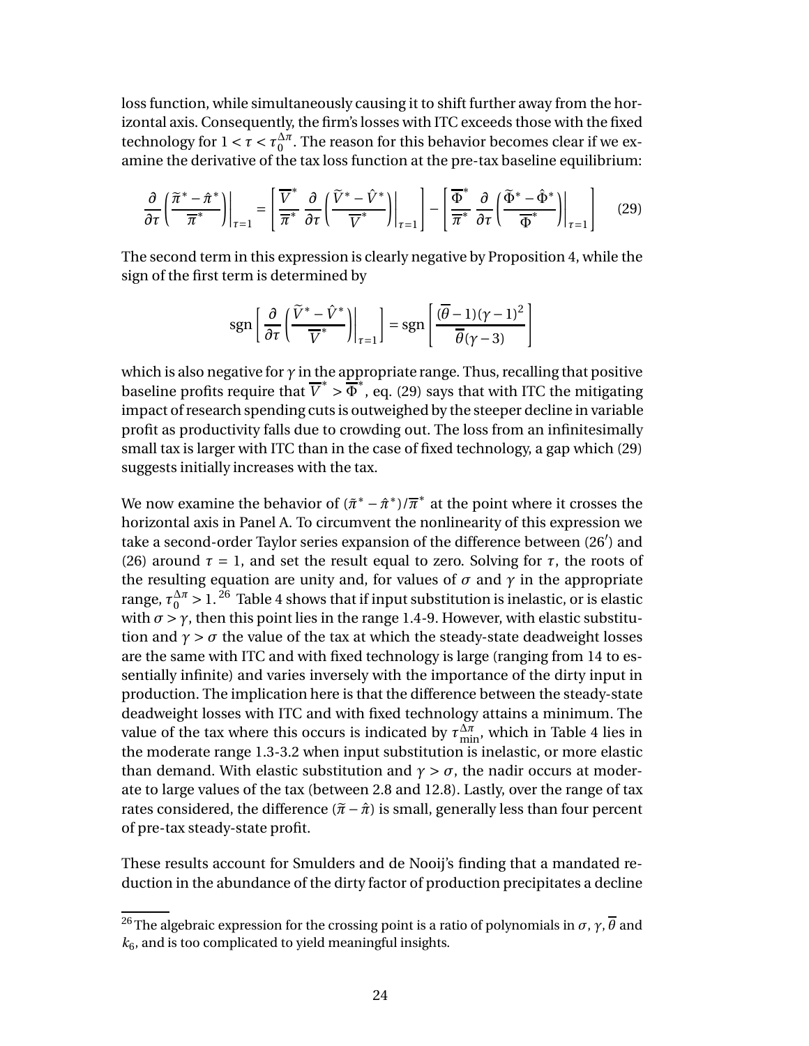loss function, while simultaneously causing it to shift further away from the horizontal axis. Consequently, the firm's losses with ITC exceeds those with the fixed technology for $1 < \tau < \tau_0^{\Delta\pi}$. The reason for this behavior becomes clear if we examine the derivative of the tax loss function at the pre-tax baseline equilibrium:

$$
\frac{\partial}{\partial \tau}\left(\frac{\widetilde{\pi}^* - \hat{\pi}^*}{\overline{\pi}^*}\right)\bigg|_{\tau=1} = \left[\frac{\overline{V}^*}{\overline{\pi}^*}\frac{\partial}{\partial \tau}\left(\frac{\widetilde{V}^* - \hat{V}^*}{\overline{V}^*}\right)\bigg|_{\tau=1}\right] - \left[\frac{\overline{\Phi}^*}{\overline{\pi}^*}\frac{\partial}{\partial \tau}\left(\frac{\widetilde{\Phi}^* - \hat{\Phi}^*}{\overline{\Phi}^*}\right)\bigg|_{\tau=1}\right] \tag{29}
$$

The second term in this expression is clearly negative by Proposition 4, while the sign of the first term is determined by

$$
\operatorname{sgn}\left[\frac{\partial}{\partial \tau}\left(\frac{\widetilde{V}^* - \hat{V}^*}{\overline{V}^*}\right)\bigg|_{\tau=1}\right] = \operatorname{sgn}\left[\frac{(\overline{\theta}-1)(\gamma-1)^2}{\overline{\theta}(\gamma-3)}\right]
$$

which is also negative for $\gamma$ in the appropriate range. Thus, recalling that positive baseline profits require that $\overline{V}^* > \overline{\Phi}^*$, eq. (29) says that with ITC the mitigating impact of research spending cuts is outweighed by the steeper decline in variable profit as productivity falls due to crowding out. The loss from an infinitesimally small tax is larger with ITC than in the case of fixed technology, a gap which (29) suggests initially increases with the tax.

We now examine the behavior of $(\tilde{\pi}^* - \hat{\pi}^*)/\overline{\pi}^*$ at the point where it crosses the horizontal axis in Panel A. To circumvent the nonlinearity of this expression we take a second-order Taylor series expansion of the difference between (26′) and (26) around $\tau = 1$, and set the result equal to zero. Solving for $\tau$, the roots of the resulting equation are unity and, for values of $\sigma$ and $\gamma$ in the appropriate range, $\tau_0^{\Delta\pi} > 1$.[26] Table 4 shows that if input substitution is inelastic, or is elastic with $\sigma > \gamma$, then this point lies in the range 1.4-9. However, with elastic substitution and $\gamma > \sigma$ the value of the tax at which the steady-state deadweight losses are the same with ITC and with fixed technology is large (ranging from 14 to essentially infinite) and varies inversely with the importance of the dirty input in production. The implication here is that the difference between the steady-state deadweight losses with ITC and with fixed technology attains a minimum. The value of the tax where this occurs is indicated by $\tau_{\min}^{\Delta\pi}$, which in Table 4 lies in the moderate range 1.3-3.2 when input substitution is inelastic, or more elastic than demand. With elastic substitution and $\gamma > \sigma$, the nadir occurs at moderate to large values of the tax (between 2.8 and 12.8). Lastly, over the range of tax rates considered, the difference $(\tilde{\pi} - \hat{\pi})$ is small, generally less than four percent of pre-tax steady-state profit.

These results account for Smulders and de Nooij's finding that a mandated reduction in the abundance of the dirty factor of production precipitates a decline

[26] The algebraic expression for the crossing point is a ratio of polynomials in $\sigma$, $\gamma$, $\overline{\theta}$ and $k_6$, and is too complicated to yield meaningful insights.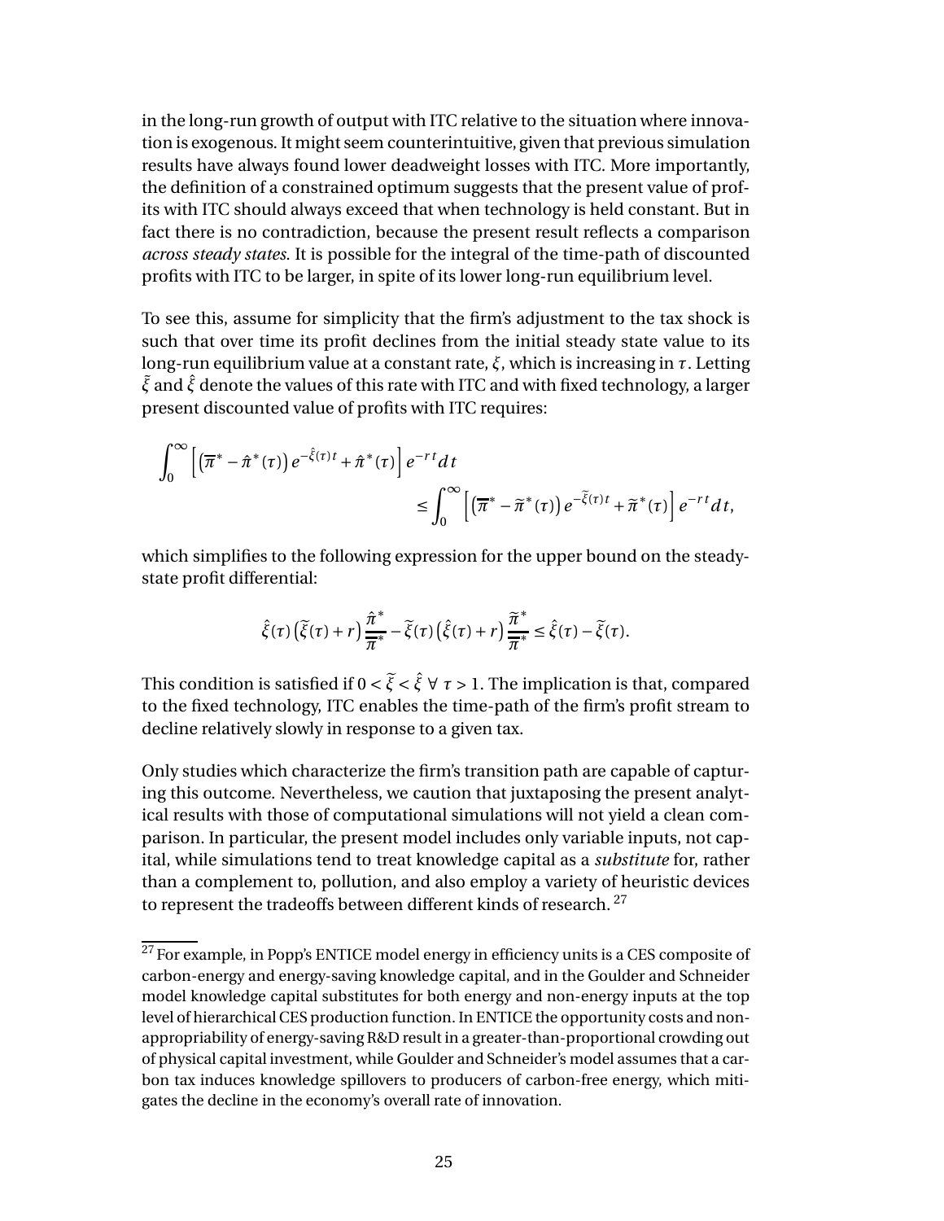in the long-run growth of output with ITC relative to the situation where innovation is exogenous. It might seem counterintuitive, given that previous simulation results have always found lower deadweight losses with ITC. More importantly, the definition of a constrained optimum suggests that the present value of profits with ITC should always exceed that when technology is held constant. But in fact there is no contradiction, because the present result reflects a comparison *across steady states*. It is possible for the integral of the time-path of discounted profits with ITC to be larger, in spite of its lower long-run equilibrium level.

To see this, assume for simplicity that the firm's adjustment to the tax shock is such that over time its profit declines from the initial steady state value to its long-run equilibrium value at a constant rate, $\xi$, which is increasing in $\tau$. Letting $\tilde{\xi}$ and $\hat{\xi}$ denote the values of this rate with ITC and with fixed technology, a larger present discounted value of profits with ITC requires:

$$\int_0^\infty \left[ \left( \overline{\pi}^* - \hat{\pi}^*(\tau) \right) e^{-\hat{\xi}(\tau) t} + \hat{\pi}^*(\tau) \right] e^{-rt} dt \leq \int_0^\infty \left[ \left( \overline{\pi}^* - \widetilde{\pi}^*(\tau) \right) e^{-\widetilde{\xi}(\tau) t} + \widetilde{\pi}^*(\tau) \right] e^{-rt} dt,$$

which simplifies to the following expression for the upper bound on the steady-state profit differential:

$$\hat{\xi}(\tau) \left( \widetilde{\xi}(\tau) + r \right) \frac{\hat{\pi}^*}{\overline{\pi}^*} - \widetilde{\xi}(\tau) \left( \hat{\xi}(\tau) + r \right) \frac{\widetilde{\pi}^*}{\overline{\pi}^*} \leq \hat{\xi}(\tau) - \widetilde{\xi}(\tau).$$

This condition is satisfied if $0 < \widetilde{\xi} < \hat{\xi} \; \forall \; \tau > 1$. The implication is that, compared to the fixed technology, ITC enables the time-path of the firm's profit stream to decline relatively slowly in response to a given tax.

Only studies which characterize the firm's transition path are capable of capturing this outcome. Nevertheless, we caution that juxtaposing the present analytical results with those of computational simulations will not yield a clean comparison. In particular, the present model includes only variable inputs, not capital, while simulations tend to treat knowledge capital as a *substitute* for, rather than a complement to, pollution, and also employ a variety of heuristic devices to represent the tradeoffs between different kinds of research. [27]

[27] For example, in Popp's ENTICE model energy in efficiency units is a CES composite of carbon-energy and energy-saving knowledge capital, and in the Goulder and Schneider model knowledge capital substitutes for both energy and non-energy inputs at the top level of hierarchical CES production function. In ENTICE the opportunity costs and non-appropriability of energy-saving R&D result in a greater-than-proportional crowding out of physical capital investment, while Goulder and Schneider's model assumes that a carbon tax induces knowledge spillovers to producers of carbon-free energy, which mitigates the decline in the economy's overall rate of innovation.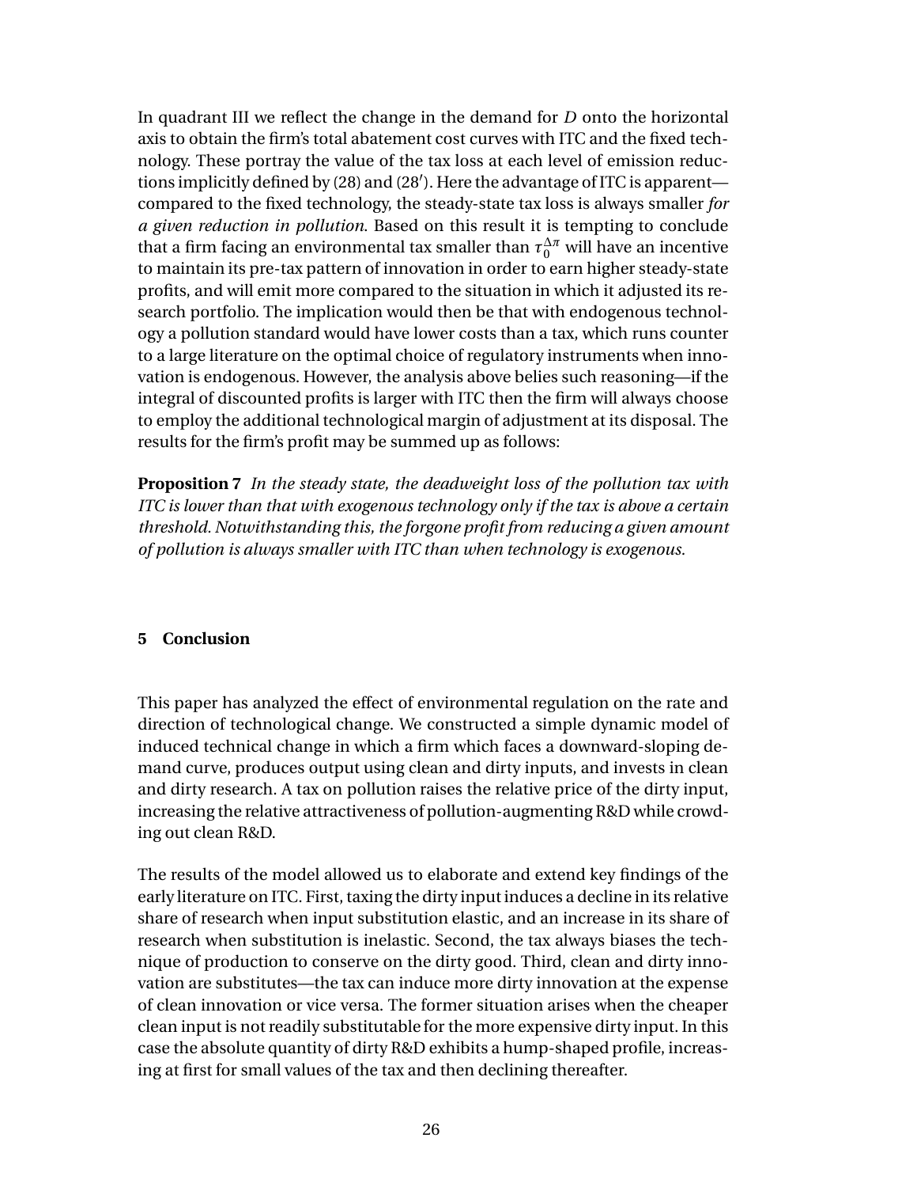In quadrant III we reflect the change in the demand for $D$ onto the horizontal axis to obtain the firm's total abatement cost curves with ITC and the fixed technology. These portray the value of the tax loss at each level of emission reductions implicitly defined by (28) and (28′). Here the advantage of ITC is apparent—compared to the fixed technology, the steady-state tax loss is always smaller *for a given reduction in pollution*. Based on this result it is tempting to conclude that a firm facing an environmental tax smaller than $\tau_0^{\Delta\pi}$ will have an incentive to maintain its pre-tax pattern of innovation in order to earn higher steady-state profits, and will emit more compared to the situation in which it adjusted its research portfolio. The implication would then be that with endogenous technology a pollution standard would have lower costs than a tax, which runs counter to a large literature on the optimal choice of regulatory instruments when innovation is endogenous. However, the analysis above belies such reasoning—if the integral of discounted profits is larger with ITC then the firm will always choose to employ the additional technological margin of adjustment at its disposal. The results for the firm's profit may be summed up as follows:

**Proposition 7** *In the steady state, the deadweight loss of the pollution tax with ITC is lower than that with exogenous technology only if the tax is above a certain threshold. Notwithstanding this, the forgone profit from reducing a given amount of pollution is always smaller with ITC than when technology is exogenous.*

## 5 Conclusion

This paper has analyzed the effect of environmental regulation on the rate and direction of technological change. We constructed a simple dynamic model of induced technical change in which a firm which faces a downward-sloping demand curve, produces output using clean and dirty inputs, and invests in clean and dirty research. A tax on pollution raises the relative price of the dirty input, increasing the relative attractiveness of pollution-augmenting R&D while crowding out clean R&D.

The results of the model allowed us to elaborate and extend key findings of the early literature on ITC. First, taxing the dirty input induces a decline in its relative share of research when input substitution elastic, and an increase in its share of research when substitution is inelastic. Second, the tax always biases the technique of production to conserve on the dirty good. Third, clean and dirty innovation are substitutes—the tax can induce more dirty innovation at the expense of clean innovation or vice versa. The former situation arises when the cheaper clean input is not readily substitutable for the more expensive dirty input. In this case the absolute quantity of dirty R&D exhibits a hump-shaped profile, increasing at first for small values of the tax and then declining thereafter.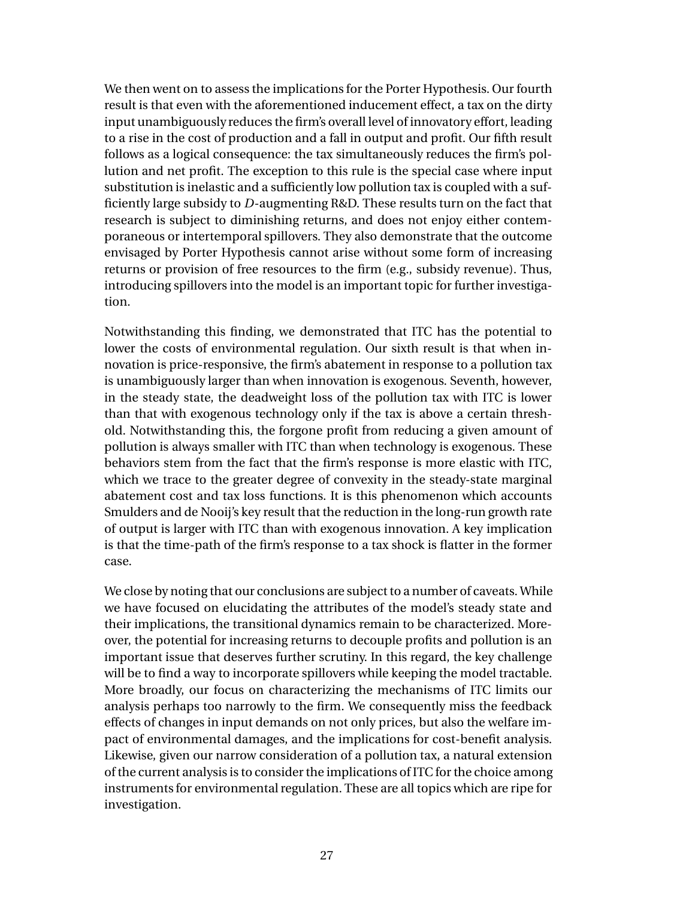We then went on to assess the implications for the Porter Hypothesis. Our fourth result is that even with the aforementioned inducement effect, a tax on the dirty input unambiguously reduces the firm's overall level of innovatory effort, leading to a rise in the cost of production and a fall in output and profit. Our fifth result follows as a logical consequence: the tax simultaneously reduces the firm's pollution and net profit. The exception to this rule is the special case where input substitution is inelastic and a sufficiently low pollution tax is coupled with a sufficiently large subsidy to $D$-augmenting R&D. These results turn on the fact that research is subject to diminishing returns, and does not enjoy either contemporaneous or intertemporal spillovers. They also demonstrate that the outcome envisaged by Porter Hypothesis cannot arise without some form of increasing returns or provision of free resources to the firm (e.g., subsidy revenue). Thus, introducing spillovers into the model is an important topic for further investigation.

Notwithstanding this finding, we demonstrated that ITC has the potential to lower the costs of environmental regulation. Our sixth result is that when innovation is price-responsive, the firm's abatement in response to a pollution tax is unambiguously larger than when innovation is exogenous. Seventh, however, in the steady state, the deadweight loss of the pollution tax with ITC is lower than that with exogenous technology only if the tax is above a certain threshold. Notwithstanding this, the forgone profit from reducing a given amount of pollution is always smaller with ITC than when technology is exogenous. These behaviors stem from the fact that the firm's response is more elastic with ITC, which we trace to the greater degree of convexity in the steady-state marginal abatement cost and tax loss functions. It is this phenomenon which accounts Smulders and de Nooij's key result that the reduction in the long-run growth rate of output is larger with ITC than with exogenous innovation. A key implication is that the time-path of the firm's response to a tax shock is flatter in the former case.

We close by noting that our conclusions are subject to a number of caveats. While we have focused on elucidating the attributes of the model's steady state and their implications, the transitional dynamics remain to be characterized. Moreover, the potential for increasing returns to decouple profits and pollution is an important issue that deserves further scrutiny. In this regard, the key challenge will be to find a way to incorporate spillovers while keeping the model tractable. More broadly, our focus on characterizing the mechanisms of ITC limits our analysis perhaps too narrowly to the firm. We consequently miss the feedback effects of changes in input demands on not only prices, but also the welfare impact of environmental damages, and the implications for cost-benefit analysis. Likewise, given our narrow consideration of a pollution tax, a natural extension of the current analysis is to consider the implications of ITC for the choice among instruments for environmental regulation. These are all topics which are ripe for investigation.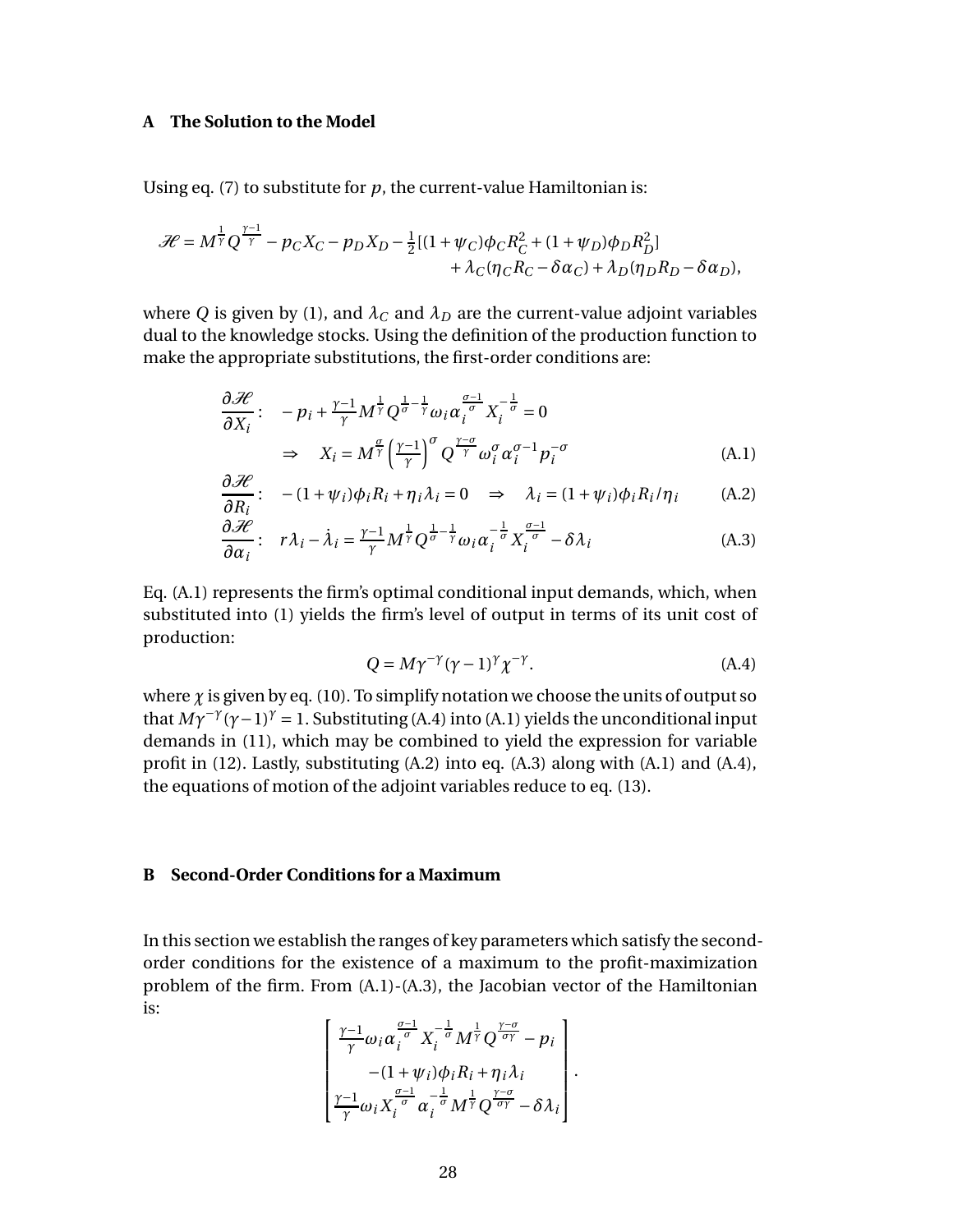## A The Solution to the Model

Using eq. (7) to substitute for $p$, the current-value Hamiltonian is:

$$
\begin{aligned}
\mathscr{H} = M^{\frac{1}{\gamma}} Q^{\frac{\gamma-1}{\gamma}} - p_C X_C - p_D X_D - \tfrac{1}{2}[(1+\psi_C)\phi_C R_C^2 + (1+\psi_D)\phi_D R_D^2] \\
+ \lambda_C(\eta_C R_C - \delta\alpha_C) + \lambda_D(\eta_D R_D - \delta\alpha_D),
\end{aligned}
$$

where $Q$ is given by (1), and $\lambda_C$ and $\lambda_D$ are the current-value adjoint variables dual to the knowledge stocks. Using the definition of the production function to make the appropriate substitutions, the first-order conditions are:

$$
\frac{\partial \mathscr{H}}{\partial X_i}: \quad -p_i + \tfrac{\gamma-1}{\gamma} M^{\frac{1}{\gamma}} Q^{\frac{1}{\sigma}-\frac{1}{\gamma}} \omega_i \alpha_i^{\frac{\sigma-1}{\sigma}} X_i^{-\frac{1}{\sigma}} = 0
$$

$$
\Rightarrow \quad X_i = M^{\frac{\sigma}{\gamma}} \left(\tfrac{\gamma-1}{\gamma}\right)^{\sigma} Q^{\frac{\gamma-\sigma}{\gamma}} \omega_i^{\sigma} \alpha_i^{\sigma-1} p_i^{-\sigma} \tag{A.1}
$$

$$
\frac{\partial \mathscr{H}}{\partial R_i}: \quad -(1+\psi_i)\phi_i R_i + \eta_i \lambda_i = 0 \quad \Rightarrow \quad \lambda_i = (1+\psi_i)\phi_i R_i / \eta_i \tag{A.2}
$$

$$
\frac{\partial \mathscr{H}}{\partial \alpha_i}: \quad r\lambda_i - \dot{\lambda}_i = \tfrac{\gamma-1}{\gamma} M^{\frac{1}{\gamma}} Q^{\frac{1}{\sigma}-\frac{1}{\gamma}} \omega_i \alpha_i^{-\frac{1}{\sigma}} X_i^{\frac{\sigma-1}{\sigma}} - \delta\lambda_i \tag{A.3}
$$

Eq. (A.1) represents the firm's optimal conditional input demands, which, when substituted into (1) yields the firm's level of output in terms of its unit cost of production:

$$
Q = M\gamma^{-\gamma}(\gamma-1)^{\gamma}\chi^{-\gamma}. \tag{A.4}
$$

where $\chi$ is given by eq. (10). To simplify notation we choose the units of output so that $M\gamma^{-\gamma}(\gamma-1)^{\gamma} = 1$. Substituting (A.4) into (A.1) yields the unconditional input demands in (11), which may be combined to yield the expression for variable profit in (12). Lastly, substituting (A.2) into eq. (A.3) along with (A.1) and (A.4), the equations of motion of the adjoint variables reduce to eq. (13).

## B Second-Order Conditions for a Maximum

In this section we establish the ranges of key parameters which satisfy the second-order conditions for the existence of a maximum to the profit-maximization problem of the firm. From (A.1)-(A.3), the Jacobian vector of the Hamiltonian is:

$$
\begin{bmatrix}
\frac{\gamma-1}{\gamma} \omega_i \alpha_i^{\frac{\sigma-1}{\sigma}} X_i^{-\frac{1}{\sigma}} M^{\frac{1}{\gamma}} Q^{\frac{\gamma-\sigma}{\sigma\gamma}} - p_i \\
-(1+\psi_i)\phi_i R_i + \eta_i \lambda_i \\
\frac{\gamma-1}{\gamma} \omega_i X_i^{\frac{\sigma-1}{\sigma}} \alpha_i^{-\frac{1}{\sigma}} M^{\frac{1}{\gamma}} Q^{\frac{\gamma-\sigma}{\sigma\gamma}} - \delta\lambda_i
\end{bmatrix}.
$$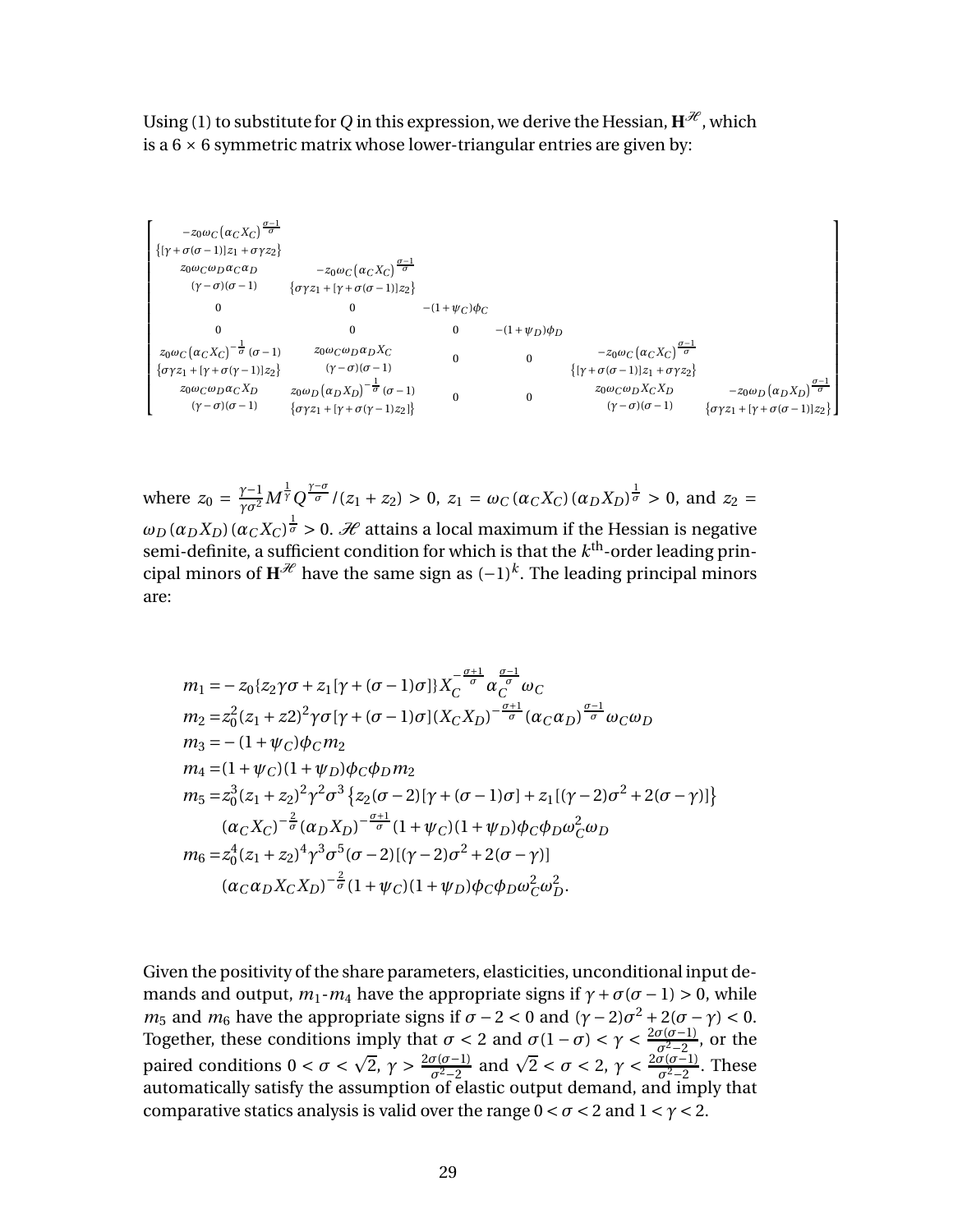Using (1) to substitute for $Q$ in this expression, we derive the Hessian, $\mathbf{H}^{\mathscr{H}}$, which is a $6 \times 6$ symmetric matrix whose lower-triangular entries are given by:

$$
\begin{bmatrix}
\begin{matrix} -z_0\omega_C\left(\alpha_C X_C\right)^{\frac{\sigma-1}{\sigma}} \\ \{[\gamma+\sigma(\sigma-1)]z_1+\sigma\gamma z_2\} \end{matrix} & & & & & \\
\begin{matrix} z_0\omega_C\omega_D\alpha_C\alpha_D \\ (\gamma-\sigma)(\sigma-1) \end{matrix} & \begin{matrix} -z_0\omega_C\left(\alpha_C X_C\right)^{\frac{\sigma-1}{\sigma}} \\ \{\sigma\gamma z_1+[\gamma+\sigma(\sigma-1)]z_2\} \end{matrix} & & & & \\
0 & 0 & -(1+\psi_C)\phi_C & & & \\
0 & 0 & 0 & -(1+\psi_D)\phi_D & & \\
\begin{matrix} z_0\omega_C\left(\alpha_C X_C\right)^{-\frac{1}{\sigma}}(\sigma-1) \\ \{\sigma\gamma z_1+[\gamma+\sigma(\gamma-1)]z_2\} \end{matrix} & \begin{matrix} z_0\omega_C\omega_D\alpha_D X_C \\ (\gamma-\sigma)(\sigma-1) \end{matrix} & 0 & 0 & \begin{matrix} -z_0\omega_C\left(\alpha_C X_C\right)^{\frac{\sigma-1}{\sigma}} \\ \{[\gamma+\sigma(\sigma-1)]z_1+\sigma\gamma z_2\} \end{matrix} & \\
\begin{matrix} z_0\omega_C\omega_D\alpha_C X_D \\ (\gamma-\sigma)(\sigma-1) \end{matrix} & \begin{matrix} z_0\omega_D\left(\alpha_D X_D\right)^{-\frac{1}{\sigma}}(\sigma-1) \\ \{\sigma\gamma z_1+[\gamma+\sigma(\gamma-1)z_2]\} \end{matrix} & 0 & 0 & \begin{matrix} z_0\omega_C\omega_D X_C X_D \\ (\gamma-\sigma)(\sigma-1) \end{matrix} & \begin{matrix} -z_0\omega_D\left(\alpha_D X_D\right)^{\frac{\sigma-1}{\sigma}} \\ \{\sigma\gamma z_1+[\gamma+\sigma(\sigma-1)]z_2\} \end{matrix}
\end{bmatrix}
$$

where $z_0 = \frac{\gamma-1}{\gamma\sigma^2}M^{\frac{1}{\gamma}}Q^{\frac{\gamma-\sigma}{\sigma}}/(z_1+z_2) > 0$, $z_1 = \omega_C(\alpha_C X_C)(\alpha_D X_D)^{\frac{1}{\sigma}} > 0$, and $z_2 = \omega_D(\alpha_D X_D)(\alpha_C X_C)^{\frac{1}{\sigma}} > 0$. $\mathscr{H}$ attains a local maximum if the Hessian is negative semi-definite, a sufficient condition for which is that the $k^{\text{th}}$-order leading principal minors of $\mathbf{H}^{\mathscr{H}}$ have the same sign as $(-1)^k$. The leading principal minors are:

$$
\begin{aligned}
m_1 =& -z_0\{z_2\gamma\sigma + z_1[\gamma+(\sigma-1)\sigma]\}X_C^{-\frac{\sigma+1}{\sigma}}\alpha_C^{\frac{\sigma-1}{\sigma}}\omega_C \\
m_2 =& z_0^2(z_1+z2)^2\gamma\sigma[\gamma+(\sigma-1)\sigma](X_C X_D)^{-\frac{\sigma+1}{\sigma}}(\alpha_C\alpha_D)^{\frac{\sigma-1}{\sigma}}\omega_C\omega_D \\
m_3 =& -(1+\psi_C)\phi_C m_2 \\
m_4 =& (1+\psi_C)(1+\psi_D)\phi_C\phi_D m_2 \\
m_5 =& z_0^3(z_1+z_2)^2\gamma^2\sigma^3\left\{z_2(\sigma-2)[\gamma+(\sigma-1)\sigma]+z_1[(\gamma-2)\sigma^2+2(\sigma-\gamma)]\right\} \\
& (\alpha_C X_C)^{-\frac{2}{\sigma}}(\alpha_D X_D)^{-\frac{\sigma+1}{\sigma}}(1+\psi_C)(1+\psi_D)\phi_C\phi_D\omega_C^2\omega_D \\
m_6 =& z_0^4(z_1+z_2)^4\gamma^3\sigma^5(\sigma-2)[(\gamma-2)\sigma^2+2(\sigma-\gamma)] \\
& (\alpha_C\alpha_D X_C X_D)^{-\frac{2}{\sigma}}(1+\psi_C)(1+\psi_D)\phi_C\phi_D\omega_C^2\omega_D^2.
\end{aligned}
$$

Given the positivity of the share parameters, elasticities, unconditional input demands and output, $m_1$-$m_4$ have the appropriate signs if $\gamma+\sigma(\sigma-1) > 0$, while $m_5$ and $m_6$ have the appropriate signs if $\sigma - 2 < 0$ and $(\gamma-2)\sigma^2 + 2(\sigma-\gamma) < 0$. Together, these conditions imply that $\sigma < 2$ and $\sigma(1-\sigma) < \gamma < \frac{2\sigma(\sigma-1)}{\sigma^2-2}$, or the paired conditions $0 < \sigma < \sqrt{2}$, $\gamma > \frac{2\sigma(\sigma-1)}{\sigma^2-2}$ and $\sqrt{2} < \sigma < 2$, $\gamma < \frac{2\sigma(\sigma-1)}{\sigma^2-2}$. These automatically satisfy the assumption of elastic output demand, and imply that comparative statics analysis is valid over the range $0 < \sigma < 2$ and $1 < \gamma < 2$.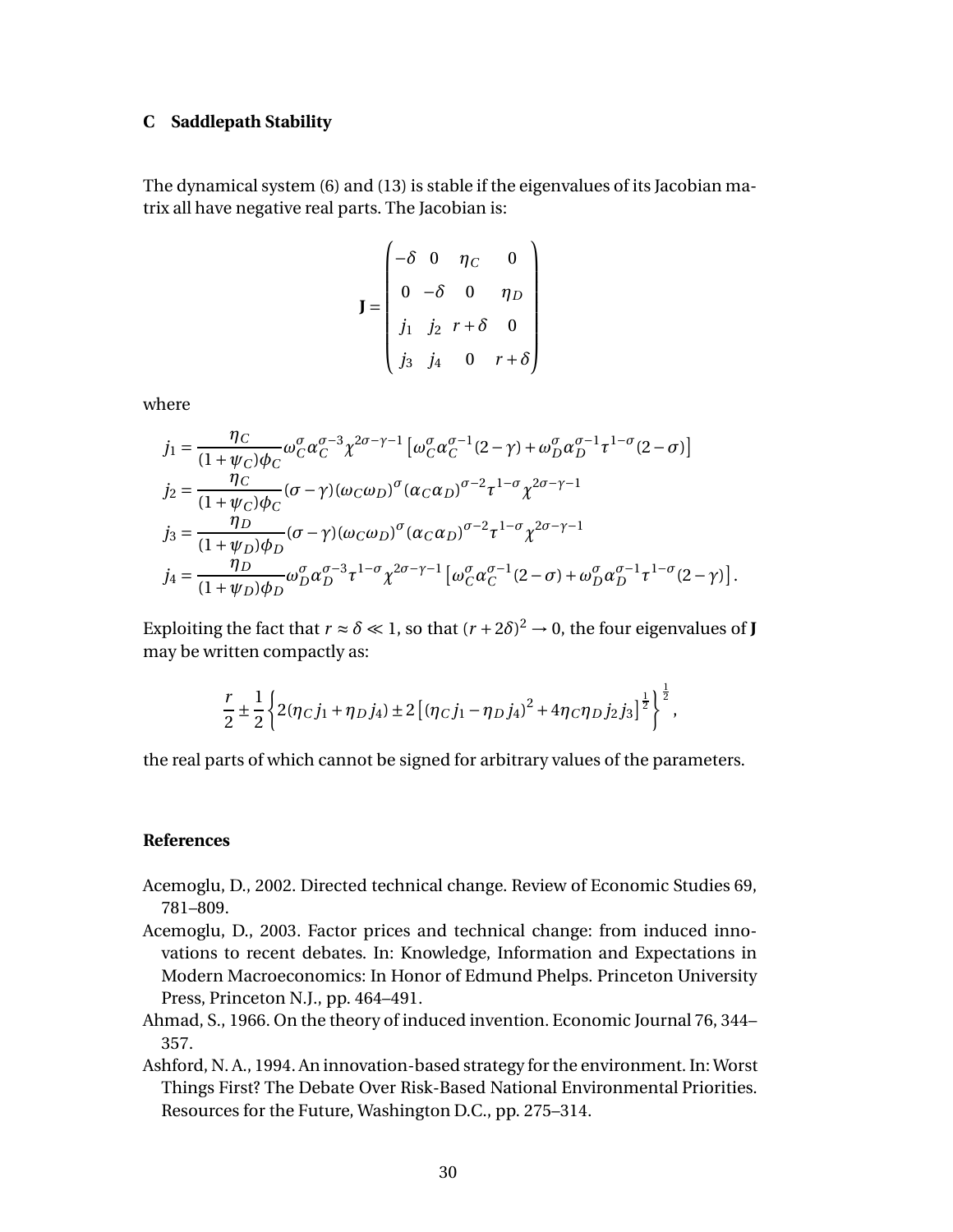## C Saddlepath Stability

The dynamical system (6) and (13) is stable if the eigenvalues of its Jacobian matrix all have negative real parts. The Jacobian is:

$$\mathbf{J} = \begin{pmatrix} -\delta & 0 & \eta_C & 0 \\ 0 & -\delta & 0 & \eta_D \\ j_1 & j_2 & r+\delta & 0 \\ j_3 & j_4 & 0 & r+\delta \end{pmatrix}$$

where

$$\begin{aligned}
j_1 &= \frac{\eta_C}{(1+\psi_C)\phi_C}\omega_C^\sigma \alpha_C^{\sigma-3}\chi^{2\sigma-\gamma-1}\left[\omega_C^\sigma \alpha_C^{\sigma-1}(2-\gamma)+\omega_D^\sigma \alpha_D^{\sigma-1}\tau^{1-\sigma}(2-\sigma)\right] \\
j_2 &= \frac{\eta_C}{(1+\psi_C)\phi_C}(\sigma-\gamma)(\omega_C\omega_D)^\sigma(\alpha_C\alpha_D)^{\sigma-2}\tau^{1-\sigma}\chi^{2\sigma-\gamma-1} \\
j_3 &= \frac{\eta_D}{(1+\psi_D)\phi_D}(\sigma-\gamma)(\omega_C\omega_D)^\sigma(\alpha_C\alpha_D)^{\sigma-2}\tau^{1-\sigma}\chi^{2\sigma-\gamma-1} \\
j_4 &= \frac{\eta_D}{(1+\psi_D)\phi_D}\omega_D^\sigma \alpha_D^{\sigma-3}\tau^{1-\sigma}\chi^{2\sigma-\gamma-1}\left[\omega_C^\sigma \alpha_C^{\sigma-1}(2-\sigma)+\omega_D^\sigma \alpha_D^{\sigma-1}\tau^{1-\sigma}(2-\gamma)\right].
\end{aligned}$$

Exploiting the fact that $r \approx \delta \ll 1$, so that $(r+2\delta)^2 \to 0$, the four eigenvalues of $\mathbf{J}$ may be written compactly as:

$$\frac{r}{2} \pm \frac{1}{2}\left\{2(\eta_C j_1 + \eta_D j_4) \pm 2\left[(\eta_C j_1 - \eta_D j_4)^2 + 4\eta_C\eta_D j_2 j_3\right]^{\frac{1}{2}}\right\}^{\frac{1}{2}},$$

the real parts of which cannot be signed for arbitrary values of the parameters.

## References

Acemoglu, D., 2002. Directed technical change. Review of Economic Studies 69, 781–809.

Acemoglu, D., 2003. Factor prices and technical change: from induced innovations to recent debates. In: Knowledge, Information and Expectations in Modern Macroeconomics: In Honor of Edmund Phelps. Princeton University Press, Princeton N.J., pp. 464–491.

Ahmad, S., 1966. On the theory of induced invention. Economic Journal 76, 344–357.

Ashford, N. A., 1994. An innovation-based strategy for the environment. In: Worst Things First? The Debate Over Risk-Based National Environmental Priorities. Resources for the Future, Washington D.C., pp. 275–314.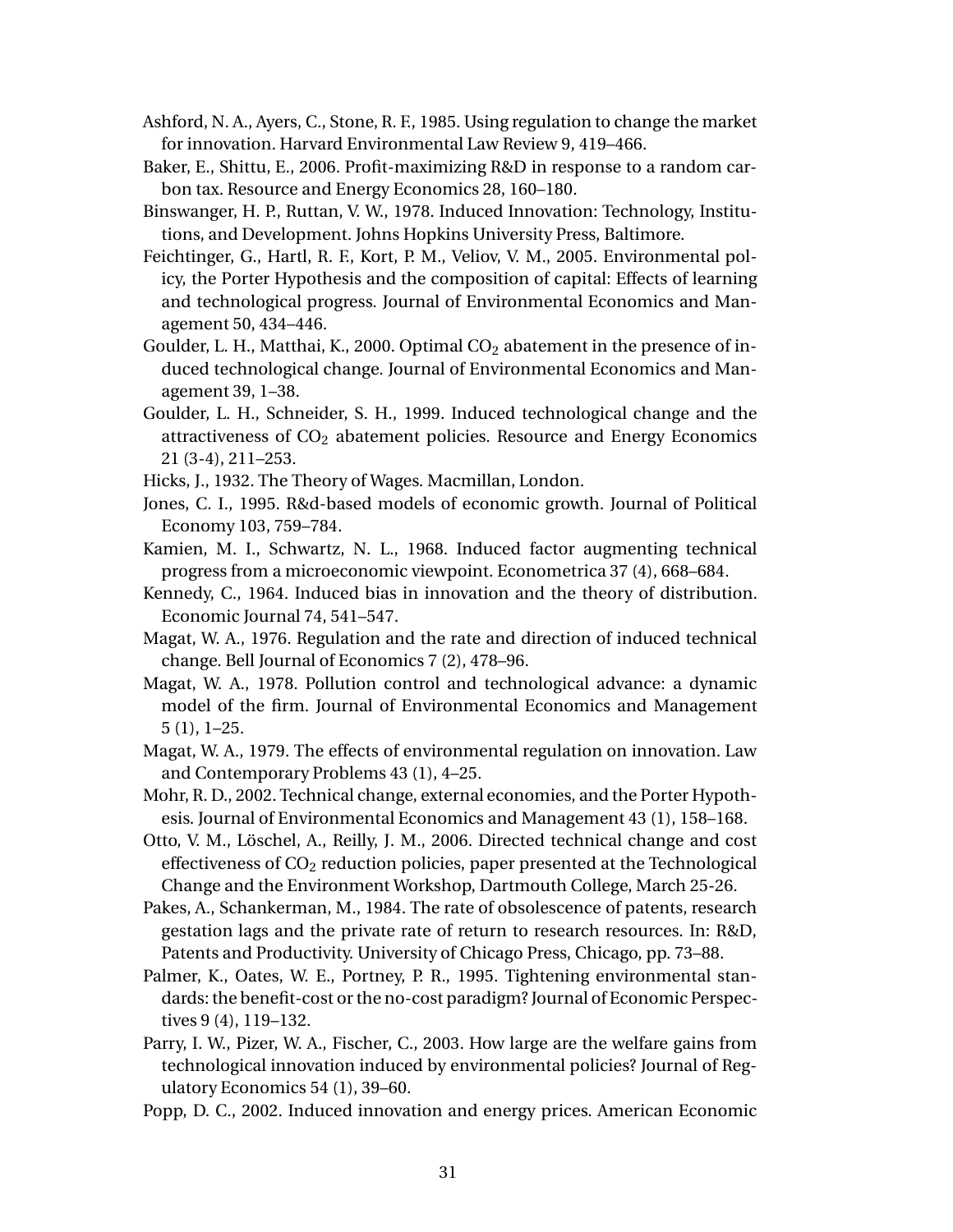Ashford, N. A., Ayers, C., Stone, R. F., 1985. Using regulation to change the market for innovation. Harvard Environmental Law Review 9, 419–466.

Baker, E., Shittu, E., 2006. Profit-maximizing R&D in response to a random carbon tax. Resource and Energy Economics 28, 160–180.

Binswanger, H. P., Ruttan, V. W., 1978. Induced Innovation: Technology, Institutions, and Development. Johns Hopkins University Press, Baltimore.

Feichtinger, G., Hartl, R. F., Kort, P. M., Veliov, V. M., 2005. Environmental policy, the Porter Hypothesis and the composition of capital: Effects of learning and technological progress. Journal of Environmental Economics and Management 50, 434–446.

Goulder, L. H., Matthai, K., 2000. Optimal $CO_2$ abatement in the presence of induced technological change. Journal of Environmental Economics and Management 39, 1–38.

Goulder, L. H., Schneider, S. H., 1999. Induced technological change and the attractiveness of $CO_2$ abatement policies. Resource and Energy Economics 21 (3-4), 211–253.

Hicks, J., 1932. The Theory of Wages. Macmillan, London.

Jones, C. I., 1995. R&d-based models of economic growth. Journal of Political Economy 103, 759–784.

Kamien, M. I., Schwartz, N. L., 1968. Induced factor augmenting technical progress from a microeconomic viewpoint. Econometrica 37 (4), 668–684.

Kennedy, C., 1964. Induced bias in innovation and the theory of distribution. Economic Journal 74, 541–547.

Magat, W. A., 1976. Regulation and the rate and direction of induced technical change. Bell Journal of Economics 7 (2), 478–96.

Magat, W. A., 1978. Pollution control and technological advance: a dynamic model of the firm. Journal of Environmental Economics and Management 5 (1), 1–25.

Magat, W. A., 1979. The effects of environmental regulation on innovation. Law and Contemporary Problems 43 (1), 4–25.

Mohr, R. D., 2002. Technical change, external economies, and the Porter Hypothesis. Journal of Environmental Economics and Management 43 (1), 158–168.

Otto, V. M., Löschel, A., Reilly, J. M., 2006. Directed technical change and cost effectiveness of $CO_2$ reduction policies, paper presented at the Technological Change and the Environment Workshop, Dartmouth College, March 25-26.

Pakes, A., Schankerman, M., 1984. The rate of obsolescence of patents, research gestation lags and the private rate of return to research resources. In: R&D, Patents and Productivity. University of Chicago Press, Chicago, pp. 73–88.

Palmer, K., Oates, W. E., Portney, P. R., 1995. Tightening environmental standards: the benefit-cost or the no-cost paradigm? Journal of Economic Perspectives 9 (4), 119–132.

Parry, I. W., Pizer, W. A., Fischer, C., 2003. How large are the welfare gains from technological innovation induced by environmental policies? Journal of Regulatory Economics 54 (1), 39–60.

Popp, D. C., 2002. Induced innovation and energy prices. American Economic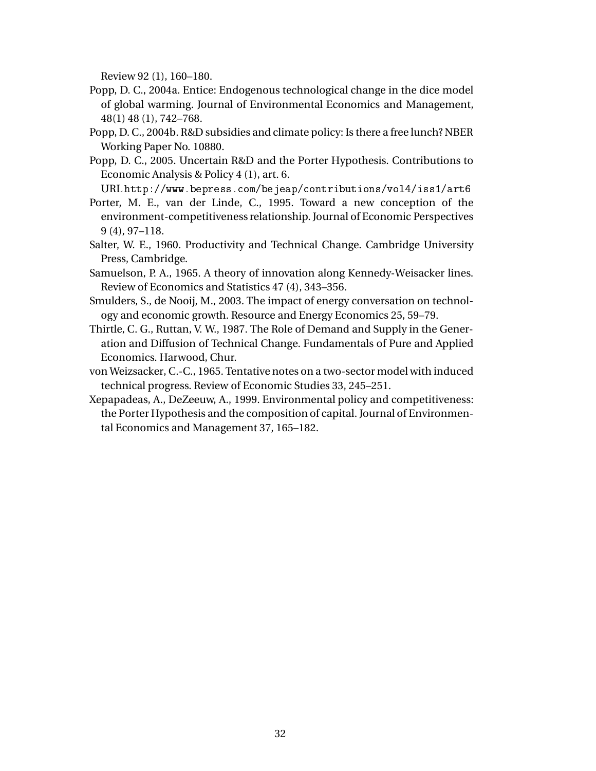Review 92 (1), 160–180.

Popp, D. C., 2004a. Entice: Endogenous technological change in the dice model of global warming. Journal of Environmental Economics and Management, 48(1) 48 (1), 742–768.

Popp, D. C., 2004b. R&D subsidies and climate policy: Is there a free lunch? NBER Working Paper No. 10880.

Popp, D. C., 2005. Uncertain R&D and the Porter Hypothesis. Contributions to Economic Analysis & Policy 4 (1), art. 6.
URL `http://www.bepress.com/bejeap/contributions/vol4/iss1/art6`

Porter, M. E., van der Linde, C., 1995. Toward a new conception of the environment-competitiveness relationship. Journal of Economic Perspectives 9 (4), 97–118.

Salter, W. E., 1960. Productivity and Technical Change. Cambridge University Press, Cambridge.

Samuelson, P. A., 1965. A theory of innovation along Kennedy-Weisacker lines. Review of Economics and Statistics 47 (4), 343–356.

Smulders, S., de Nooij, M., 2003. The impact of energy conversation on technology and economic growth. Resource and Energy Economics 25, 59–79.

Thirtle, C. G., Ruttan, V. W., 1987. The Role of Demand and Supply in the Generation and Diffusion of Technical Change. Fundamentals of Pure and Applied Economics. Harwood, Chur.

von Weizsacker, C.-C., 1965. Tentative notes on a two-sector model with induced technical progress. Review of Economic Studies 33, 245–251.

Xepapadeas, A., DeZeeuw, A., 1999. Environmental policy and competitiveness: the Porter Hypothesis and the composition of capital. Journal of Environmental Economics and Management 37, 165–182.